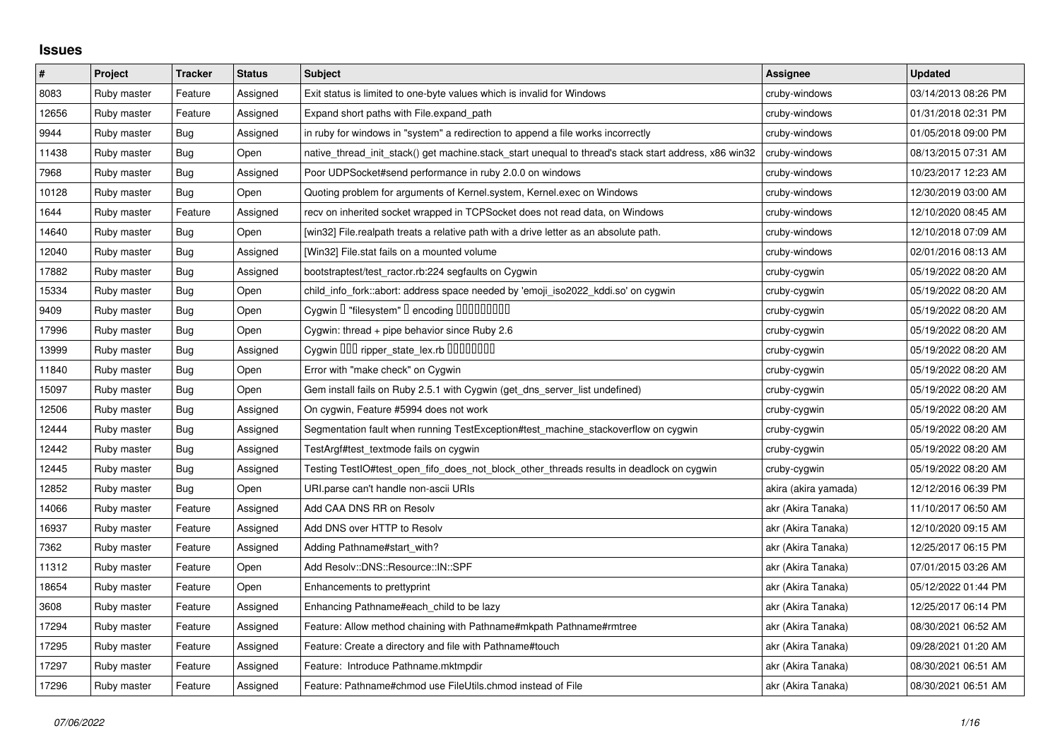## Issues

| # | Project | Tracker | Status | Subject | Assignee | Updated |
|---|---|---|---|---|---|---|
| 8083 | Ruby master | Feature | Assigned | Exit status is limited to one-byte values which is invalid for Windows | cruby-windows | 03/14/2013 08:26 PM |
| 12656 | Ruby master | Feature | Assigned | Expand short paths with File.expand_path | cruby-windows | 01/31/2018 02:31 PM |
| 9944 | Ruby master | Bug | Assigned | in ruby for windows in "system" a redirection to append a file works incorrectly | cruby-windows | 01/05/2018 09:00 PM |
| 11438 | Ruby master | Bug | Open | native_thread_init_stack() get machine.stack_start unequal to thread's stack start address, x86 win32 | cruby-windows | 08/13/2015 07:31 AM |
| 7968 | Ruby master | Bug | Assigned | Poor UDPSocket#send performance in ruby 2.0.0 on windows | cruby-windows | 10/23/2017 12:23 AM |
| 10128 | Ruby master | Bug | Open | Quoting problem for arguments of Kernel.system, Kernel.exec on Windows | cruby-windows | 12/30/2019 03:00 AM |
| 1644 | Ruby master | Feature | Assigned | recv on inherited socket wrapped in TCPSocket does not read data, on Windows | cruby-windows | 12/10/2020 08:45 AM |
| 14640 | Ruby master | Bug | Open | [win32] File.realpath treats a relative path with a drive letter as an absolute path. | cruby-windows | 12/10/2018 07:09 AM |
| 12040 | Ruby master | Bug | Assigned | [Win32] File.stat fails on a mounted volume | cruby-windows | 02/01/2016 08:13 AM |
| 17882 | Ruby master | Bug | Assigned | bootstraptest/test_ractor.rb:224 segfaults on Cygwin | cruby-cygwin | 05/19/2022 08:20 AM |
| 15334 | Ruby master | Bug | Open | child_info_fork::abort: address space needed by 'emoji_iso2022_kddi.so' on cygwin | cruby-cygwin | 05/19/2022 08:20 AM |
| 9409 | Ruby master | Bug | Open | Cygwin � "filesystem" � encoding ��������� | cruby-cygwin | 05/19/2022 08:20 AM |
| 17996 | Ruby master | Bug | Open | Cygwin: thread + pipe behavior since Ruby 2.6 | cruby-cygwin | 05/19/2022 08:20 AM |
| 13999 | Ruby master | Bug | Assigned | Cygwin ��� ripper_state_lex.rb �������� | cruby-cygwin | 05/19/2022 08:20 AM |
| 11840 | Ruby master | Bug | Open | Error with "make check" on Cygwin | cruby-cygwin | 05/19/2022 08:20 AM |
| 15097 | Ruby master | Bug | Open | Gem install fails on Ruby 2.5.1 with Cygwin (get_dns_server_list undefined) | cruby-cygwin | 05/19/2022 08:20 AM |
| 12506 | Ruby master | Bug | Assigned | On cygwin, Feature #5994 does not work | cruby-cygwin | 05/19/2022 08:20 AM |
| 12444 | Ruby master | Bug | Assigned | Segmentation fault when running TestException#test_machine_stackoverflow on cygwin | cruby-cygwin | 05/19/2022 08:20 AM |
| 12442 | Ruby master | Bug | Assigned | TestArgf#test_textmode fails on cygwin | cruby-cygwin | 05/19/2022 08:20 AM |
| 12445 | Ruby master | Bug | Assigned | Testing TestIO#test_open_fifo_does_not_block_other_threads results in deadlock on cygwin | cruby-cygwin | 05/19/2022 08:20 AM |
| 12852 | Ruby master | Bug | Open | URI.parse can't handle non-ascii URIs | akira (akira yamada) | 12/12/2016 06:39 PM |
| 14066 | Ruby master | Feature | Assigned | Add CAA DNS RR on Resolv | akr (Akira Tanaka) | 11/10/2017 06:50 AM |
| 16937 | Ruby master | Feature | Assigned | Add DNS over HTTP to Resolv | akr (Akira Tanaka) | 12/10/2020 09:15 AM |
| 7362 | Ruby master | Feature | Assigned | Adding Pathname#start_with? | akr (Akira Tanaka) | 12/25/2017 06:15 PM |
| 11312 | Ruby master | Feature | Open | Add Resolv::DNS::Resource::IN::SPF | akr (Akira Tanaka) | 07/01/2015 03:26 AM |
| 18654 | Ruby master | Feature | Open | Enhancements to prettyprint | akr (Akira Tanaka) | 05/12/2022 01:44 PM |
| 3608 | Ruby master | Feature | Assigned | Enhancing Pathname#each_child to be lazy | akr (Akira Tanaka) | 12/25/2017 06:14 PM |
| 17294 | Ruby master | Feature | Assigned | Feature: Allow method chaining with Pathname#mkpath Pathname#rmtree | akr (Akira Tanaka) | 08/30/2021 06:52 AM |
| 17295 | Ruby master | Feature | Assigned | Feature: Create a directory and file with Pathname#touch | akr (Akira Tanaka) | 09/28/2021 01:20 AM |
| 17297 | Ruby master | Feature | Assigned | Feature:  Introduce Pathname.mktmpdir | akr (Akira Tanaka) | 08/30/2021 06:51 AM |
| 17296 | Ruby master | Feature | Assigned | Feature: Pathname#chmod use FileUtils.chmod instead of File | akr (Akira Tanaka) | 08/30/2021 06:51 AM |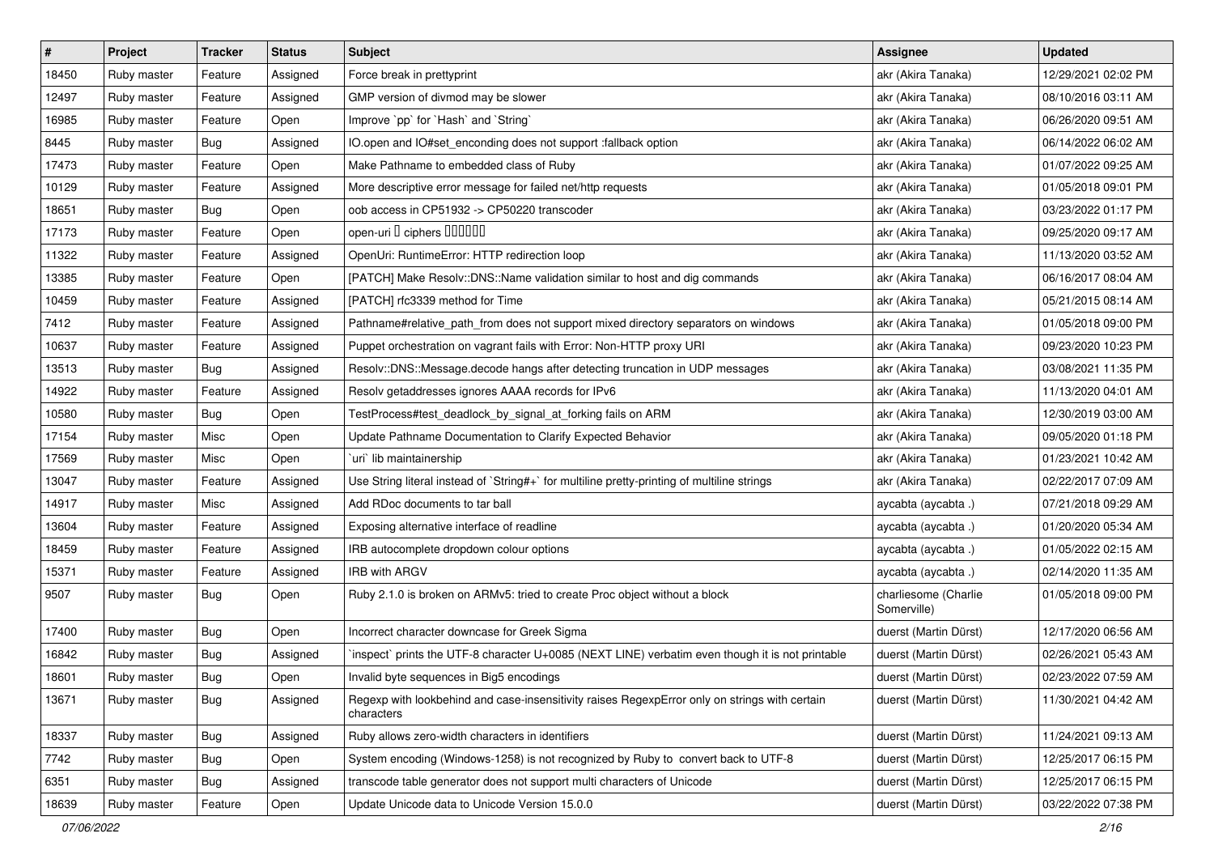| # | Project | Tracker | Status | Subject | Assignee | Updated |
|---|---|---|---|---|---|---|
| 18450 | Ruby master | Feature | Assigned | Force break in prettyprint | akr (Akira Tanaka) | 12/29/2021 02:02 PM |
| 12497 | Ruby master | Feature | Assigned | GMP version of divmod may be slower | akr (Akira Tanaka) | 08/10/2016 03:11 AM |
| 16985 | Ruby master | Feature | Open | Improve `pp` for `Hash` and `String` | akr (Akira Tanaka) | 06/26/2020 09:51 AM |
| 8445 | Ruby master | Bug | Assigned | IO.open and IO#set_enconding does not support :fallback option | akr (Akira Tanaka) | 06/14/2022 06:02 AM |
| 17473 | Ruby master | Feature | Open | Make Pathname to embedded class of Ruby | akr (Akira Tanaka) | 01/07/2022 09:25 AM |
| 10129 | Ruby master | Feature | Assigned | More descriptive error message for failed net/http requests | akr (Akira Tanaka) | 01/05/2018 09:01 PM |
| 18651 | Ruby master | Bug | Open | oob access in CP51932 -> CP50220 transcoder | akr (Akira Tanaka) | 03/23/2022 01:17 PM |
| 17173 | Ruby master | Feature | Open | open-uri ▯ ciphers ▯▯▯▯▯▯ | akr (Akira Tanaka) | 09/25/2020 09:17 AM |
| 11322 | Ruby master | Feature | Assigned | OpenUri: RuntimeError: HTTP redirection loop | akr (Akira Tanaka) | 11/13/2020 03:52 AM |
| 13385 | Ruby master | Feature | Open | [PATCH] Make Resolv::DNS::Name validation similar to host and dig commands | akr (Akira Tanaka) | 06/16/2017 08:04 AM |
| 10459 | Ruby master | Feature | Assigned | [PATCH] rfc3339 method for Time | akr (Akira Tanaka) | 05/21/2015 08:14 AM |
| 7412 | Ruby master | Feature | Assigned | Pathname#relative_path_from does not support mixed directory separators on windows | akr (Akira Tanaka) | 01/05/2018 09:00 PM |
| 10637 | Ruby master | Feature | Assigned | Puppet orchestration on vagrant fails with Error: Non-HTTP proxy URI | akr (Akira Tanaka) | 09/23/2020 10:23 PM |
| 13513 | Ruby master | Bug | Assigned | Resolv::DNS::Message.decode hangs after detecting truncation in UDP messages | akr (Akira Tanaka) | 03/08/2021 11:35 PM |
| 14922 | Ruby master | Feature | Assigned | Resolv getaddresses ignores AAAA records for IPv6 | akr (Akira Tanaka) | 11/13/2020 04:01 AM |
| 10580 | Ruby master | Bug | Open | TestProcess#test_deadlock_by_signal_at_forking fails on ARM | akr (Akira Tanaka) | 12/30/2019 03:00 AM |
| 17154 | Ruby master | Misc | Open | Update Pathname Documentation to Clarify Expected Behavior | akr (Akira Tanaka) | 09/05/2020 01:18 PM |
| 17569 | Ruby master | Misc | Open | `uri` lib maintainership | akr (Akira Tanaka) | 01/23/2021 10:42 AM |
| 13047 | Ruby master | Feature | Assigned | Use String literal instead of `String#+` for multiline pretty-printing of multiline strings | akr (Akira Tanaka) | 02/22/2017 07:09 AM |
| 14917 | Ruby master | Misc | Assigned | Add RDoc documents to tar ball | aycabta (aycabta .) | 07/21/2018 09:29 AM |
| 13604 | Ruby master | Feature | Assigned | Exposing alternative interface of readline | aycabta (aycabta .) | 01/20/2020 05:34 AM |
| 18459 | Ruby master | Feature | Assigned | IRB autocomplete dropdown colour options | aycabta (aycabta .) | 01/05/2022 02:15 AM |
| 15371 | Ruby master | Feature | Assigned | IRB with ARGV | aycabta (aycabta .) | 02/14/2020 11:35 AM |
| 9507 | Ruby master | Bug | Open | Ruby 2.1.0 is broken on ARMv5: tried to create Proc object without a block | charliesome (Charlie Somerville) | 01/05/2018 09:00 PM |
| 17400 | Ruby master | Bug | Open | Incorrect character downcase for Greek Sigma | duerst (Martin Dürst) | 12/17/2020 06:56 AM |
| 16842 | Ruby master | Bug | Assigned | `inspect` prints the UTF-8 character U+0085 (NEXT LINE) verbatim even though it is not printable | duerst (Martin Dürst) | 02/26/2021 05:43 AM |
| 18601 | Ruby master | Bug | Open | Invalid byte sequences in Big5 encodings | duerst (Martin Dürst) | 02/23/2022 07:59 AM |
| 13671 | Ruby master | Bug | Assigned | Regexp with lookbehind and case-insensitivity raises RegexpError only on strings with certain characters | duerst (Martin Dürst) | 11/30/2021 04:42 AM |
| 18337 | Ruby master | Bug | Assigned | Ruby allows zero-width characters in identifiers | duerst (Martin Dürst) | 11/24/2021 09:13 AM |
| 7742 | Ruby master | Bug | Open | System encoding (Windows-1258) is not recognized by Ruby to convert back to UTF-8 | duerst (Martin Dürst) | 12/25/2017 06:15 PM |
| 6351 | Ruby master | Bug | Assigned | transcode table generator does not support multi characters of Unicode | duerst (Martin Dürst) | 12/25/2017 06:15 PM |
| 18639 | Ruby master | Feature | Open | Update Unicode data to Unicode Version 15.0.0 | duerst (Martin Dürst) | 03/22/2022 07:38 PM |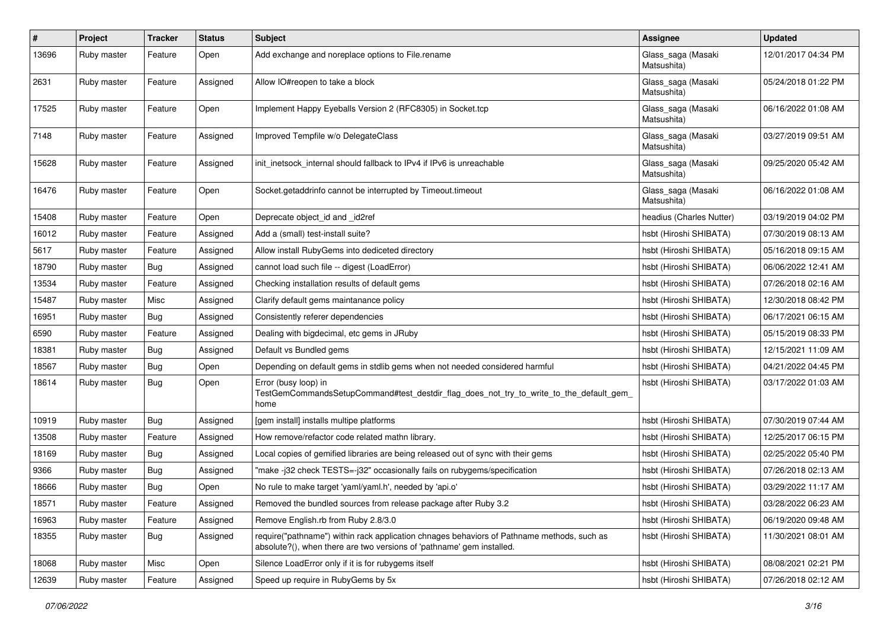| # | Project | Tracker | Status | Subject | Assignee | Updated |
| --- | --- | --- | --- | --- | --- | --- |
| 13696 | Ruby master | Feature | Open | Add exchange and noreplace options to File.rename | Glass_saga (Masaki Matsushita) | 12/01/2017 04:34 PM |
| 2631 | Ruby master | Feature | Assigned | Allow IO#reopen to take a block | Glass_saga (Masaki Matsushita) | 05/24/2018 01:22 PM |
| 17525 | Ruby master | Feature | Open | Implement Happy Eyeballs Version 2 (RFC8305) in Socket.tcp | Glass_saga (Masaki Matsushita) | 06/16/2022 01:08 AM |
| 7148 | Ruby master | Feature | Assigned | Improved Tempfile w/o DelegateClass | Glass_saga (Masaki Matsushita) | 03/27/2019 09:51 AM |
| 15628 | Ruby master | Feature | Assigned | init_inetsock_internal should fallback to IPv4 if IPv6 is unreachable | Glass_saga (Masaki Matsushita) | 09/25/2020 05:42 AM |
| 16476 | Ruby master | Feature | Open | Socket.getaddrinfo cannot be interrupted by Timeout.timeout | Glass_saga (Masaki Matsushita) | 06/16/2022 01:08 AM |
| 15408 | Ruby master | Feature | Open | Deprecate object_id and _id2ref | headius (Charles Nutter) | 03/19/2019 04:02 PM |
| 16012 | Ruby master | Feature | Assigned | Add a (small) test-install suite? | hsbt (Hiroshi SHIBATA) | 07/30/2019 08:13 AM |
| 5617 | Ruby master | Feature | Assigned | Allow install RubyGems into dediceted directory | hsbt (Hiroshi SHIBATA) | 05/16/2018 09:15 AM |
| 18790 | Ruby master | Bug | Assigned | cannot load such file -- digest (LoadError) | hsbt (Hiroshi SHIBATA) | 06/06/2022 12:41 AM |
| 13534 | Ruby master | Feature | Assigned | Checking installation results of default gems | hsbt (Hiroshi SHIBATA) | 07/26/2018 02:16 AM |
| 15487 | Ruby master | Misc | Assigned | Clarify default gems maintanance policy | hsbt (Hiroshi SHIBATA) | 12/30/2018 08:42 PM |
| 16951 | Ruby master | Bug | Assigned | Consistently referer dependencies | hsbt (Hiroshi SHIBATA) | 06/17/2021 06:15 AM |
| 6590 | Ruby master | Feature | Assigned | Dealing with bigdecimal, etc gems in JRuby | hsbt (Hiroshi SHIBATA) | 05/15/2019 08:33 PM |
| 18381 | Ruby master | Bug | Assigned | Default vs Bundled gems | hsbt (Hiroshi SHIBATA) | 12/15/2021 11:09 AM |
| 18567 | Ruby master | Bug | Open | Depending on default gems in stdlib gems when not needed considered harmful | hsbt (Hiroshi SHIBATA) | 04/21/2022 04:45 PM |
| 18614 | Ruby master | Bug | Open | Error (busy loop) in TestGemCommandsSetupCommand#test_destdir_flag_does_not_try_to_write_to_the_default_gem_home | hsbt (Hiroshi SHIBATA) | 03/17/2022 01:03 AM |
| 10919 | Ruby master | Bug | Assigned | [gem install] installs multipe platforms | hsbt (Hiroshi SHIBATA) | 07/30/2019 07:44 AM |
| 13508 | Ruby master | Feature | Assigned | How remove/refactor code related mathn library. | hsbt (Hiroshi SHIBATA) | 12/25/2017 06:15 PM |
| 18169 | Ruby master | Bug | Assigned | Local copies of gemified libraries are being released out of sync with their gems | hsbt (Hiroshi SHIBATA) | 02/25/2022 05:40 PM |
| 9366 | Ruby master | Bug | Assigned | "make -j32 check TESTS=-j32" occasionally fails on rubygems/specification | hsbt (Hiroshi SHIBATA) | 07/26/2018 02:13 AM |
| 18666 | Ruby master | Bug | Open | No rule to make target 'yaml/yaml.h', needed by 'api.o' | hsbt (Hiroshi SHIBATA) | 03/29/2022 11:17 AM |
| 18571 | Ruby master | Feature | Assigned | Removed the bundled sources from release package after Ruby 3.2 | hsbt (Hiroshi SHIBATA) | 03/28/2022 06:23 AM |
| 16963 | Ruby master | Feature | Assigned | Remove English.rb from Ruby 2.8/3.0 | hsbt (Hiroshi SHIBATA) | 06/19/2020 09:48 AM |
| 18355 | Ruby master | Bug | Assigned | require("pathname") within rack application chnages behaviors of Pathname methods, such as absolute?(), when there are two versions of 'pathname' gem installed. | hsbt (Hiroshi SHIBATA) | 11/30/2021 08:01 AM |
| 18068 | Ruby master | Misc | Open | Silence LoadError only if it is for rubygems itself | hsbt (Hiroshi SHIBATA) | 08/08/2021 02:21 PM |
| 12639 | Ruby master | Feature | Assigned | Speed up require in RubyGems by 5x | hsbt (Hiroshi SHIBATA) | 07/26/2018 02:12 AM |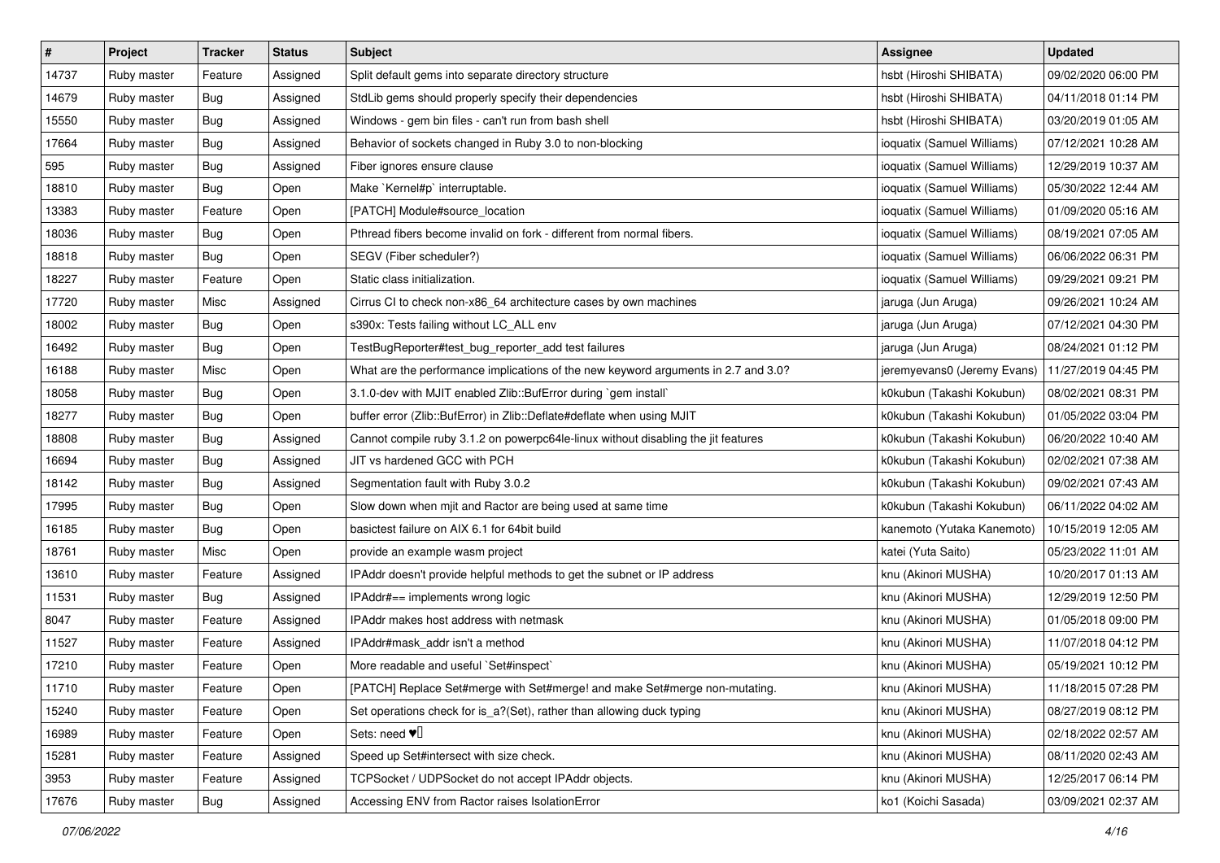| # | Project | Tracker | Status | Subject | Assignee | Updated |
|---|---|---|---|---|---|---|
| 14737 | Ruby master | Feature | Assigned | Split default gems into separate directory structure | hsbt (Hiroshi SHIBATA) | 09/02/2020 06:00 PM |
| 14679 | Ruby master | Bug | Assigned | StdLib gems should properly specify their dependencies | hsbt (Hiroshi SHIBATA) | 04/11/2018 01:14 PM |
| 15550 | Ruby master | Bug | Assigned | Windows - gem bin files - can't run from bash shell | hsbt (Hiroshi SHIBATA) | 03/20/2019 01:05 AM |
| 17664 | Ruby master | Bug | Assigned | Behavior of sockets changed in Ruby 3.0 to non-blocking | ioquatix (Samuel Williams) | 07/12/2021 10:28 AM |
| 595 | Ruby master | Bug | Assigned | Fiber ignores ensure clause | ioquatix (Samuel Williams) | 12/29/2019 10:37 AM |
| 18810 | Ruby master | Bug | Open | Make `Kernel#p` interruptable. | ioquatix (Samuel Williams) | 05/30/2022 12:44 AM |
| 13383 | Ruby master | Feature | Open | [PATCH] Module#source_location | ioquatix (Samuel Williams) | 01/09/2020 05:16 AM |
| 18036 | Ruby master | Bug | Open | Pthread fibers become invalid on fork - different from normal fibers. | ioquatix (Samuel Williams) | 08/19/2021 07:05 AM |
| 18818 | Ruby master | Bug | Open | SEGV (Fiber scheduler?) | ioquatix (Samuel Williams) | 06/06/2022 06:31 PM |
| 18227 | Ruby master | Feature | Open | Static class initialization. | ioquatix (Samuel Williams) | 09/29/2021 09:21 PM |
| 17720 | Ruby master | Misc | Assigned | Cirrus CI to check non-x86_64 architecture cases by own machines | jaruga (Jun Aruga) | 09/26/2021 10:24 AM |
| 18002 | Ruby master | Bug | Open | s390x: Tests failing without LC_ALL env | jaruga (Jun Aruga) | 07/12/2021 04:30 PM |
| 16492 | Ruby master | Bug | Open | TestBugReporter#test_bug_reporter_add test failures | jaruga (Jun Aruga) | 08/24/2021 01:12 PM |
| 16188 | Ruby master | Misc | Open | What are the performance implications of the new keyword arguments in 2.7 and 3.0? | jeremyevans0 (Jeremy Evans) | 11/27/2019 04:45 PM |
| 18058 | Ruby master | Bug | Open | 3.1.0-dev with MJIT enabled Zlib::BufError during `gem install` | k0kubun (Takashi Kokubun) | 08/02/2021 08:31 PM |
| 18277 | Ruby master | Bug | Open | buffer error (Zlib::BufError) in Zlib::Deflate#deflate when using MJIT | k0kubun (Takashi Kokubun) | 01/05/2022 03:04 PM |
| 18808 | Ruby master | Bug | Assigned | Cannot compile ruby 3.1.2 on powerpc64le-linux without disabling the jit features | k0kubun (Takashi Kokubun) | 06/20/2022 10:40 AM |
| 16694 | Ruby master | Bug | Assigned | JIT vs hardened GCC with PCH | k0kubun (Takashi Kokubun) | 02/02/2021 07:38 AM |
| 18142 | Ruby master | Bug | Assigned | Segmentation fault with Ruby 3.0.2 | k0kubun (Takashi Kokubun) | 09/02/2021 07:43 AM |
| 17995 | Ruby master | Bug | Open | Slow down when mjit and Ractor are being used at same time | k0kubun (Takashi Kokubun) | 06/11/2022 04:02 AM |
| 16185 | Ruby master | Bug | Open | basictest failure on AIX 6.1 for 64bit build | kanemoto (Yutaka Kanemoto) | 10/15/2019 12:05 AM |
| 18761 | Ruby master | Misc | Open | provide an example wasm project | katei (Yuta Saito) | 05/23/2022 11:01 AM |
| 13610 | Ruby master | Feature | Assigned | IPAddr doesn't provide helpful methods to get the subnet or IP address | knu (Akinori MUSHA) | 10/20/2017 01:13 AM |
| 11531 | Ruby master | Bug | Assigned | IPAddr#== implements wrong logic | knu (Akinori MUSHA) | 12/29/2019 12:50 PM |
| 8047 | Ruby master | Feature | Assigned | IPAddr makes host address with netmask | knu (Akinori MUSHA) | 01/05/2018 09:00 PM |
| 11527 | Ruby master | Feature | Assigned | IPAddr#mask_addr isn't a method | knu (Akinori MUSHA) | 11/07/2018 04:12 PM |
| 17210 | Ruby master | Feature | Open | More readable and useful `Set#inspect` | knu (Akinori MUSHA) | 05/19/2021 10:12 PM |
| 11710 | Ruby master | Feature | Open | [PATCH] Replace Set#merge with Set#merge! and make Set#merge non-mutating. | knu (Akinori MUSHA) | 11/18/2015 07:28 PM |
| 15240 | Ruby master | Feature | Open | Set operations check for is_a?(Set), rather than allowing duck typing | knu (Akinori MUSHA) | 08/27/2019 08:12 PM |
| 16989 | Ruby master | Feature | Open | Sets: need ♥️ | knu (Akinori MUSHA) | 02/18/2022 02:57 AM |
| 15281 | Ruby master | Feature | Assigned | Speed up Set#intersect with size check. | knu (Akinori MUSHA) | 08/11/2020 02:43 AM |
| 3953 | Ruby master | Feature | Assigned | TCPSocket / UDPSocket do not accept IPAddr objects. | knu (Akinori MUSHA) | 12/25/2017 06:14 PM |
| 17676 | Ruby master | Bug | Assigned | Accessing ENV from Ractor raises IsolationError | ko1 (Koichi Sasada) | 03/09/2021 02:37 AM |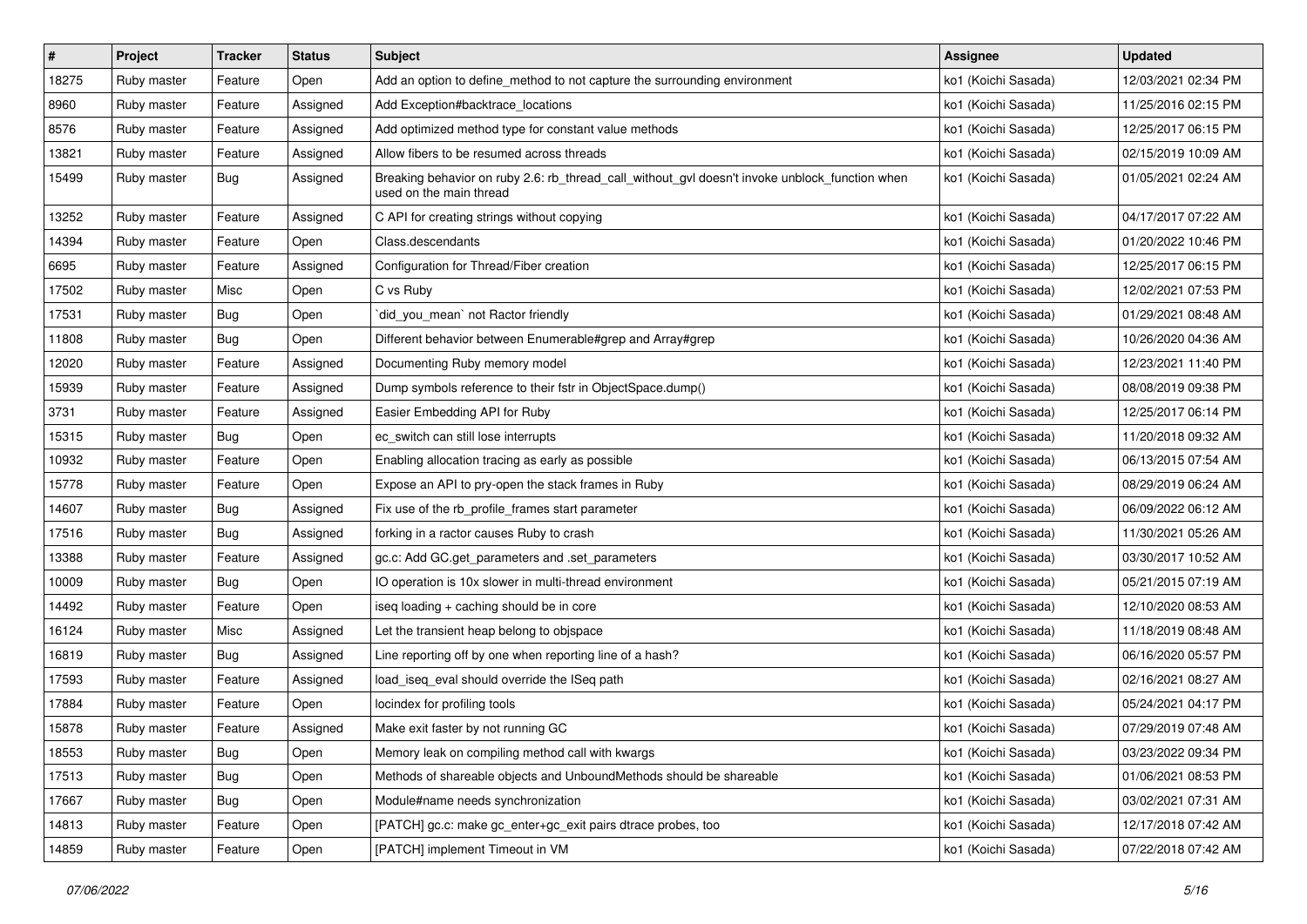| # | Project | Tracker | Status | Subject | Assignee | Updated |
| --- | --- | --- | --- | --- | --- | --- |
| 18275 | Ruby master | Feature | Open | Add an option to define_method to not capture the surrounding environment | ko1 (Koichi Sasada) | 12/03/2021 02:34 PM |
| 8960 | Ruby master | Feature | Assigned | Add Exception#backtrace_locations | ko1 (Koichi Sasada) | 11/25/2016 02:15 PM |
| 8576 | Ruby master | Feature | Assigned | Add optimized method type for constant value methods | ko1 (Koichi Sasada) | 12/25/2017 06:15 PM |
| 13821 | Ruby master | Feature | Assigned | Allow fibers to be resumed across threads | ko1 (Koichi Sasada) | 02/15/2019 10:09 AM |
| 15499 | Ruby master | Bug | Assigned | Breaking behavior on ruby 2.6: rb_thread_call_without_gvl doesn't invoke unblock_function when used on the main thread | ko1 (Koichi Sasada) | 01/05/2021 02:24 AM |
| 13252 | Ruby master | Feature | Assigned | C API for creating strings without copying | ko1 (Koichi Sasada) | 04/17/2017 07:22 AM |
| 14394 | Ruby master | Feature | Open | Class.descendants | ko1 (Koichi Sasada) | 01/20/2022 10:46 PM |
| 6695 | Ruby master | Feature | Assigned | Configuration for Thread/Fiber creation | ko1 (Koichi Sasada) | 12/25/2017 06:15 PM |
| 17502 | Ruby master | Misc | Open | C vs Ruby | ko1 (Koichi Sasada) | 12/02/2021 07:53 PM |
| 17531 | Ruby master | Bug | Open | `did_you_mean` not Ractor friendly | ko1 (Koichi Sasada) | 01/29/2021 08:48 AM |
| 11808 | Ruby master | Bug | Open | Different behavior between Enumerable#grep and Array#grep | ko1 (Koichi Sasada) | 10/26/2020 04:36 AM |
| 12020 | Ruby master | Feature | Assigned | Documenting Ruby memory model | ko1 (Koichi Sasada) | 12/23/2021 11:40 PM |
| 15939 | Ruby master | Feature | Assigned | Dump symbols reference to their fstr in ObjectSpace.dump() | ko1 (Koichi Sasada) | 08/08/2019 09:38 PM |
| 3731 | Ruby master | Feature | Assigned | Easier Embedding API for Ruby | ko1 (Koichi Sasada) | 12/25/2017 06:14 PM |
| 15315 | Ruby master | Bug | Open | ec_switch can still lose interrupts | ko1 (Koichi Sasada) | 11/20/2018 09:32 AM |
| 10932 | Ruby master | Feature | Open | Enabling allocation tracing as early as possible | ko1 (Koichi Sasada) | 06/13/2015 07:54 AM |
| 15778 | Ruby master | Feature | Open | Expose an API to pry-open the stack frames in Ruby | ko1 (Koichi Sasada) | 08/29/2019 06:24 AM |
| 14607 | Ruby master | Bug | Assigned | Fix use of the rb_profile_frames start parameter | ko1 (Koichi Sasada) | 06/09/2022 06:12 AM |
| 17516 | Ruby master | Bug | Assigned | forking in a ractor causes Ruby to crash | ko1 (Koichi Sasada) | 11/30/2021 05:26 AM |
| 13388 | Ruby master | Feature | Assigned | gc.c: Add GC.get_parameters and .set_parameters | ko1 (Koichi Sasada) | 03/30/2017 10:52 AM |
| 10009 | Ruby master | Bug | Open | IO operation is 10x slower in multi-thread environment | ko1 (Koichi Sasada) | 05/21/2015 07:19 AM |
| 14492 | Ruby master | Feature | Open | iseq loading + caching should be in core | ko1 (Koichi Sasada) | 12/10/2020 08:53 AM |
| 16124 | Ruby master | Misc | Assigned | Let the transient heap belong to objspace | ko1 (Koichi Sasada) | 11/18/2019 08:48 AM |
| 16819 | Ruby master | Bug | Assigned | Line reporting off by one when reporting line of a hash? | ko1 (Koichi Sasada) | 06/16/2020 05:57 PM |
| 17593 | Ruby master | Feature | Assigned | load_iseq_eval should override the ISeq path | ko1 (Koichi Sasada) | 02/16/2021 08:27 AM |
| 17884 | Ruby master | Feature | Open | locindex for profiling tools | ko1 (Koichi Sasada) | 05/24/2021 04:17 PM |
| 15878 | Ruby master | Feature | Assigned | Make exit faster by not running GC | ko1 (Koichi Sasada) | 07/29/2019 07:48 AM |
| 18553 | Ruby master | Bug | Open | Memory leak on compiling method call with kwargs | ko1 (Koichi Sasada) | 03/23/2022 09:34 PM |
| 17513 | Ruby master | Bug | Open | Methods of shareable objects and UnboundMethods should be shareable | ko1 (Koichi Sasada) | 01/06/2021 08:53 PM |
| 17667 | Ruby master | Bug | Open | Module#name needs synchronization | ko1 (Koichi Sasada) | 03/02/2021 07:31 AM |
| 14813 | Ruby master | Feature | Open | [PATCH] gc.c: make gc_enter+gc_exit pairs dtrace probes, too | ko1 (Koichi Sasada) | 12/17/2018 07:42 AM |
| 14859 | Ruby master | Feature | Open | [PATCH] implement Timeout in VM | ko1 (Koichi Sasada) | 07/22/2018 07:42 AM |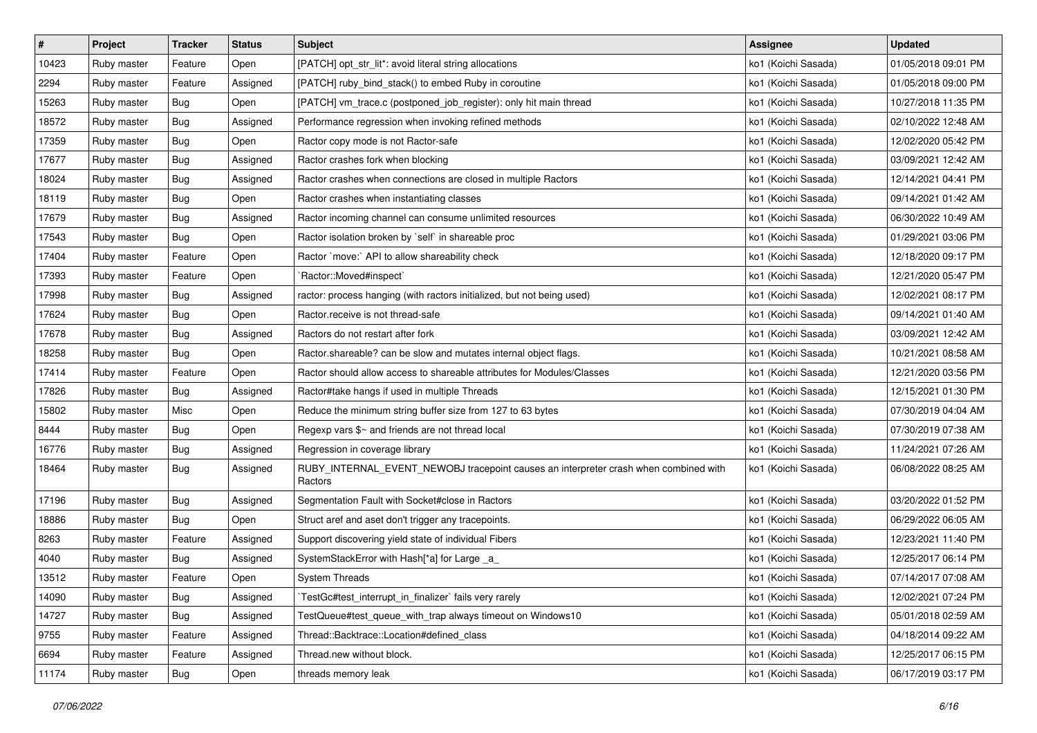| # | Project | Tracker | Status | Subject | Assignee | Updated |
| --- | --- | --- | --- | --- | --- | --- |
| 10423 | Ruby master | Feature | Open | [PATCH] opt_str_lit*: avoid literal string allocations | ko1 (Koichi Sasada) | 01/05/2018 09:01 PM |
| 2294 | Ruby master | Feature | Assigned | [PATCH] ruby_bind_stack() to embed Ruby in coroutine | ko1 (Koichi Sasada) | 01/05/2018 09:00 PM |
| 15263 | Ruby master | Bug | Open | [PATCH] vm_trace.c (postponed_job_register): only hit main thread | ko1 (Koichi Sasada) | 10/27/2018 11:35 PM |
| 18572 | Ruby master | Bug | Assigned | Performance regression when invoking refined methods | ko1 (Koichi Sasada) | 02/10/2022 12:48 AM |
| 17359 | Ruby master | Bug | Open | Ractor copy mode is not Ractor-safe | ko1 (Koichi Sasada) | 12/02/2020 05:42 PM |
| 17677 | Ruby master | Bug | Assigned | Ractor crashes fork when blocking | ko1 (Koichi Sasada) | 03/09/2021 12:42 AM |
| 18024 | Ruby master | Bug | Assigned | Ractor crashes when connections are closed in multiple Ractors | ko1 (Koichi Sasada) | 12/14/2021 04:41 PM |
| 18119 | Ruby master | Bug | Open | Ractor crashes when instantiating classes | ko1 (Koichi Sasada) | 09/14/2021 01:42 AM |
| 17679 | Ruby master | Bug | Assigned | Ractor incoming channel can consume unlimited resources | ko1 (Koichi Sasada) | 06/30/2022 10:49 AM |
| 17543 | Ruby master | Bug | Open | Ractor isolation broken by `self` in shareable proc | ko1 (Koichi Sasada) | 01/29/2021 03:06 PM |
| 17404 | Ruby master | Feature | Open | Ractor `move:` API to allow shareability check | ko1 (Koichi Sasada) | 12/18/2020 09:17 PM |
| 17393 | Ruby master | Feature | Open | `Ractor::Moved#inspect` | ko1 (Koichi Sasada) | 12/21/2020 05:47 PM |
| 17998 | Ruby master | Bug | Assigned | ractor: process hanging (with ractors initialized, but not being used) | ko1 (Koichi Sasada) | 12/02/2021 08:17 PM |
| 17624 | Ruby master | Bug | Open | Ractor.receive is not thread-safe | ko1 (Koichi Sasada) | 09/14/2021 01:40 AM |
| 17678 | Ruby master | Bug | Assigned | Ractors do not restart after fork | ko1 (Koichi Sasada) | 03/09/2021 12:42 AM |
| 18258 | Ruby master | Bug | Open | Ractor.shareable? can be slow and mutates internal object flags. | ko1 (Koichi Sasada) | 10/21/2021 08:58 AM |
| 17414 | Ruby master | Feature | Open | Ractor should allow access to shareable attributes for Modules/Classes | ko1 (Koichi Sasada) | 12/21/2020 03:56 PM |
| 17826 | Ruby master | Bug | Assigned | Ractor#take hangs if used in multiple Threads | ko1 (Koichi Sasada) | 12/15/2021 01:30 PM |
| 15802 | Ruby master | Misc | Open | Reduce the minimum string buffer size from 127 to 63 bytes | ko1 (Koichi Sasada) | 07/30/2019 04:04 AM |
| 8444 | Ruby master | Bug | Open | Regexp vars $~ and friends are not thread local | ko1 (Koichi Sasada) | 07/30/2019 07:38 AM |
| 16776 | Ruby master | Bug | Assigned | Regression in coverage library | ko1 (Koichi Sasada) | 11/24/2021 07:26 AM |
| 18464 | Ruby master | Bug | Assigned | RUBY_INTERNAL_EVENT_NEWOBJ tracepoint causes an interpreter crash when combined with Ractors | ko1 (Koichi Sasada) | 06/08/2022 08:25 AM |
| 17196 | Ruby master | Bug | Assigned | Segmentation Fault with Socket#close in Ractors | ko1 (Koichi Sasada) | 03/20/2022 01:52 PM |
| 18886 | Ruby master | Bug | Open | Struct aref and aset don't trigger any tracepoints. | ko1 (Koichi Sasada) | 06/29/2022 06:05 AM |
| 8263 | Ruby master | Feature | Assigned | Support discovering yield state of individual Fibers | ko1 (Koichi Sasada) | 12/23/2021 11:40 PM |
| 4040 | Ruby master | Bug | Assigned | SystemStackError with Hash[*a] for Large _a_ | ko1 (Koichi Sasada) | 12/25/2017 06:14 PM |
| 13512 | Ruby master | Feature | Open | System Threads | ko1 (Koichi Sasada) | 07/14/2017 07:08 AM |
| 14090 | Ruby master | Bug | Assigned | `TestGc#test_interrupt_in_finalizer` fails very rarely | ko1 (Koichi Sasada) | 12/02/2021 07:24 PM |
| 14727 | Ruby master | Bug | Assigned | TestQueue#test_queue_with_trap always timeout on Windows10 | ko1 (Koichi Sasada) | 05/01/2018 02:59 AM |
| 9755 | Ruby master | Feature | Assigned | Thread::Backtrace::Location#defined_class | ko1 (Koichi Sasada) | 04/18/2014 09:22 AM |
| 6694 | Ruby master | Feature | Assigned | Thread.new without block. | ko1 (Koichi Sasada) | 12/25/2017 06:15 PM |
| 11174 | Ruby master | Bug | Open | threads memory leak | ko1 (Koichi Sasada) | 06/17/2019 03:17 PM |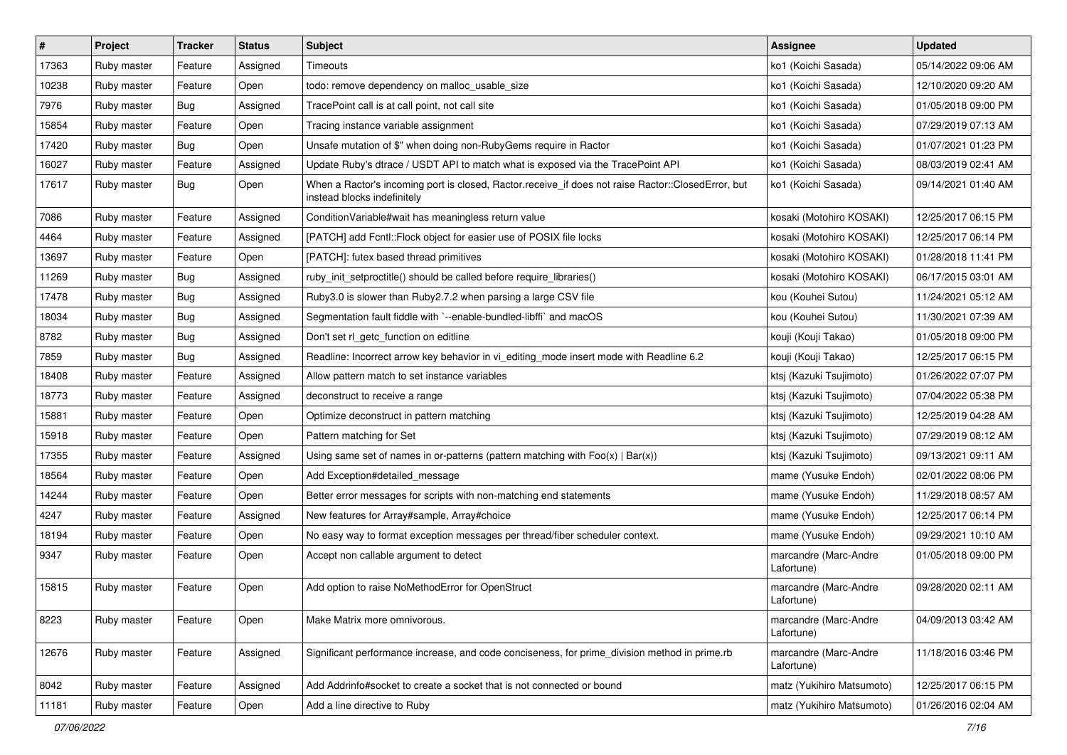| # | Project | Tracker | Status | Subject | Assignee | Updated |
|---|---|---|---|---|---|---|
| 17363 | Ruby master | Feature | Assigned | Timeouts | ko1 (Koichi Sasada) | 05/14/2022 09:06 AM |
| 10238 | Ruby master | Feature | Open | todo: remove dependency on malloc_usable_size | ko1 (Koichi Sasada) | 12/10/2020 09:20 AM |
| 7976 | Ruby master | Bug | Assigned | TracePoint call is at call point, not call site | ko1 (Koichi Sasada) | 01/05/2018 09:00 PM |
| 15854 | Ruby master | Feature | Open | Tracing instance variable assignment | ko1 (Koichi Sasada) | 07/29/2019 07:13 AM |
| 17420 | Ruby master | Bug | Open | Unsafe mutation of $" when doing non-RubyGems require in Ractor | ko1 (Koichi Sasada) | 01/07/2021 01:23 PM |
| 16027 | Ruby master | Feature | Assigned | Update Ruby's dtrace / USDT API to match what is exposed via the TracePoint API | ko1 (Koichi Sasada) | 08/03/2019 02:41 AM |
| 17617 | Ruby master | Bug | Open | When a Ractor's incoming port is closed, Ractor.receive_if does not raise Ractor::ClosedError, but instead blocks indefinitely | ko1 (Koichi Sasada) | 09/14/2021 01:40 AM |
| 7086 | Ruby master | Feature | Assigned | ConditionVariable#wait has meaningless return value | kosaki (Motohiro KOSAKI) | 12/25/2017 06:15 PM |
| 4464 | Ruby master | Feature | Assigned | [PATCH] add Fcntl::Flock object for easier use of POSIX file locks | kosaki (Motohiro KOSAKI) | 12/25/2017 06:14 PM |
| 13697 | Ruby master | Feature | Open | [PATCH]: futex based thread primitives | kosaki (Motohiro KOSAKI) | 01/28/2018 11:41 PM |
| 11269 | Ruby master | Bug | Assigned | ruby_init_setproctitle() should be called before require_libraries() | kosaki (Motohiro KOSAKI) | 06/17/2015 03:01 AM |
| 17478 | Ruby master | Bug | Assigned | Ruby3.0 is slower than Ruby2.7.2 when parsing a large CSV file | kou (Kouhei Sutou) | 11/24/2021 05:12 AM |
| 18034 | Ruby master | Bug | Assigned | Segmentation fault fiddle with `--enable-bundled-libffi` and macOS | kou (Kouhei Sutou) | 11/30/2021 07:39 AM |
| 8782 | Ruby master | Bug | Assigned | Don't set rl_getc_function on editline | kouji (Kouji Takao) | 01/05/2018 09:00 PM |
| 7859 | Ruby master | Bug | Assigned | Readline: Incorrect arrow key behavior in vi_editing_mode insert mode with Readline 6.2 | kouji (Kouji Takao) | 12/25/2017 06:15 PM |
| 18408 | Ruby master | Feature | Assigned | Allow pattern match to set instance variables | ktsj (Kazuki Tsujimoto) | 01/26/2022 07:07 PM |
| 18773 | Ruby master | Feature | Assigned | deconstruct to receive a range | ktsj (Kazuki Tsujimoto) | 07/04/2022 05:38 PM |
| 15881 | Ruby master | Feature | Open | Optimize deconstruct in pattern matching | ktsj (Kazuki Tsujimoto) | 12/25/2019 04:28 AM |
| 15918 | Ruby master | Feature | Open | Pattern matching for Set | ktsj (Kazuki Tsujimoto) | 07/29/2019 08:12 AM |
| 17355 | Ruby master | Feature | Assigned | Using same set of names in or-patterns (pattern matching with Foo(x) \| Bar(x)) | ktsj (Kazuki Tsujimoto) | 09/13/2021 09:11 AM |
| 18564 | Ruby master | Feature | Open | Add Exception#detailed_message | mame (Yusuke Endoh) | 02/01/2022 08:06 PM |
| 14244 | Ruby master | Feature | Open | Better error messages for scripts with non-matching end statements | mame (Yusuke Endoh) | 11/29/2018 08:57 AM |
| 4247 | Ruby master | Feature | Assigned | New features for Array#sample, Array#choice | mame (Yusuke Endoh) | 12/25/2017 06:14 PM |
| 18194 | Ruby master | Feature | Open | No easy way to format exception messages per thread/fiber scheduler context. | mame (Yusuke Endoh) | 09/29/2021 10:10 AM |
| 9347 | Ruby master | Feature | Open | Accept non callable argument to detect | marcandre (Marc-Andre Lafortune) | 01/05/2018 09:00 PM |
| 15815 | Ruby master | Feature | Open | Add option to raise NoMethodError for OpenStruct | marcandre (Marc-Andre Lafortune) | 09/28/2020 02:11 AM |
| 8223 | Ruby master | Feature | Open | Make Matrix more omnivorous. | marcandre (Marc-Andre Lafortune) | 04/09/2013 03:42 AM |
| 12676 | Ruby master | Feature | Assigned | Significant performance increase, and code conciseness, for prime_division method in prime.rb | marcandre (Marc-Andre Lafortune) | 11/18/2016 03:46 PM |
| 8042 | Ruby master | Feature | Assigned | Add Addrinfo#socket to create a socket that is not connected or bound | matz (Yukihiro Matsumoto) | 12/25/2017 06:15 PM |
| 11181 | Ruby master | Feature | Open | Add a line directive to Ruby | matz (Yukihiro Matsumoto) | 01/26/2016 02:04 AM |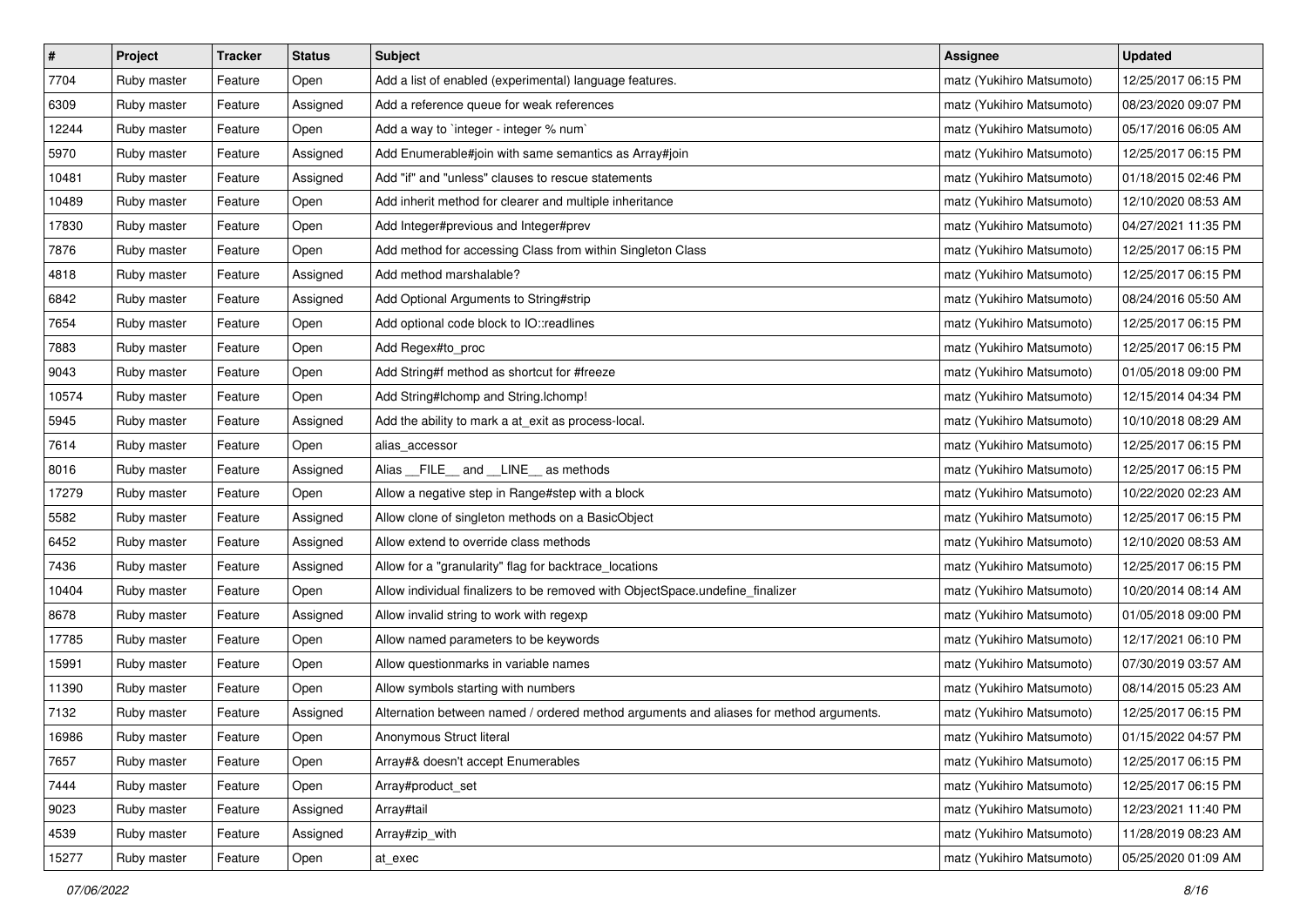| # | Project | Tracker | Status | Subject | Assignee | Updated |
|---|---|---|---|---|---|---|
| 7704 | Ruby master | Feature | Open | Add a list of enabled (experimental) language features. | matz (Yukihiro Matsumoto) | 12/25/2017 06:15 PM |
| 6309 | Ruby master | Feature | Assigned | Add a reference queue for weak references | matz (Yukihiro Matsumoto) | 08/23/2020 09:07 PM |
| 12244 | Ruby master | Feature | Open | Add a way to `integer - integer % num` | matz (Yukihiro Matsumoto) | 05/17/2016 06:05 AM |
| 5970 | Ruby master | Feature | Assigned | Add Enumerable#join with same semantics as Array#join | matz (Yukihiro Matsumoto) | 12/25/2017 06:15 PM |
| 10481 | Ruby master | Feature | Assigned | Add "if" and "unless" clauses to rescue statements | matz (Yukihiro Matsumoto) | 01/18/2015 02:46 PM |
| 10489 | Ruby master | Feature | Open | Add inherit method for clearer and multiple inheritance | matz (Yukihiro Matsumoto) | 12/10/2020 08:53 AM |
| 17830 | Ruby master | Feature | Open | Add Integer#previous and Integer#prev | matz (Yukihiro Matsumoto) | 04/27/2021 11:35 PM |
| 7876 | Ruby master | Feature | Open | Add method for accessing Class from within Singleton Class | matz (Yukihiro Matsumoto) | 12/25/2017 06:15 PM |
| 4818 | Ruby master | Feature | Assigned | Add method marshalable? | matz (Yukihiro Matsumoto) | 12/25/2017 06:15 PM |
| 6842 | Ruby master | Feature | Assigned | Add Optional Arguments to String#strip | matz (Yukihiro Matsumoto) | 08/24/2016 05:50 AM |
| 7654 | Ruby master | Feature | Open | Add optional code block to IO::readlines | matz (Yukihiro Matsumoto) | 12/25/2017 06:15 PM |
| 7883 | Ruby master | Feature | Open | Add Regex#to_proc | matz (Yukihiro Matsumoto) | 12/25/2017 06:15 PM |
| 9043 | Ruby master | Feature | Open | Add String#f method as shortcut for #freeze | matz (Yukihiro Matsumoto) | 01/05/2018 09:00 PM |
| 10574 | Ruby master | Feature | Open | Add String#lchomp and String.lchomp! | matz (Yukihiro Matsumoto) | 12/15/2014 04:34 PM |
| 5945 | Ruby master | Feature | Assigned | Add the ability to mark a at_exit as process-local. | matz (Yukihiro Matsumoto) | 10/10/2018 08:29 AM |
| 7614 | Ruby master | Feature | Open | alias_accessor | matz (Yukihiro Matsumoto) | 12/25/2017 06:15 PM |
| 8016 | Ruby master | Feature | Assigned | Alias __FILE__ and __LINE__ as methods | matz (Yukihiro Matsumoto) | 12/25/2017 06:15 PM |
| 17279 | Ruby master | Feature | Open | Allow a negative step in Range#step with a block | matz (Yukihiro Matsumoto) | 10/22/2020 02:23 AM |
| 5582 | Ruby master | Feature | Assigned | Allow clone of singleton methods on a BasicObject | matz (Yukihiro Matsumoto) | 12/25/2017 06:15 PM |
| 6452 | Ruby master | Feature | Assigned | Allow extend to override class methods | matz (Yukihiro Matsumoto) | 12/10/2020 08:53 AM |
| 7436 | Ruby master | Feature | Assigned | Allow for a "granularity" flag for backtrace_locations | matz (Yukihiro Matsumoto) | 12/25/2017 06:15 PM |
| 10404 | Ruby master | Feature | Open | Allow individual finalizers to be removed with ObjectSpace.undefine_finalizer | matz (Yukihiro Matsumoto) | 10/20/2014 08:14 AM |
| 8678 | Ruby master | Feature | Assigned | Allow invalid string to work with regexp | matz (Yukihiro Matsumoto) | 01/05/2018 09:00 PM |
| 17785 | Ruby master | Feature | Open | Allow named parameters to be keywords | matz (Yukihiro Matsumoto) | 12/17/2021 06:10 PM |
| 15991 | Ruby master | Feature | Open | Allow questionmarks in variable names | matz (Yukihiro Matsumoto) | 07/30/2019 03:57 AM |
| 11390 | Ruby master | Feature | Open | Allow symbols starting with numbers | matz (Yukihiro Matsumoto) | 08/14/2015 05:23 AM |
| 7132 | Ruby master | Feature | Assigned | Alternation between named / ordered method arguments and aliases for method arguments. | matz (Yukihiro Matsumoto) | 12/25/2017 06:15 PM |
| 16986 | Ruby master | Feature | Open | Anonymous Struct literal | matz (Yukihiro Matsumoto) | 01/15/2022 04:57 PM |
| 7657 | Ruby master | Feature | Open | Array#& doesn't accept Enumerables | matz (Yukihiro Matsumoto) | 12/25/2017 06:15 PM |
| 7444 | Ruby master | Feature | Open | Array#product_set | matz (Yukihiro Matsumoto) | 12/25/2017 06:15 PM |
| 9023 | Ruby master | Feature | Assigned | Array#tail | matz (Yukihiro Matsumoto) | 12/23/2021 11:40 PM |
| 4539 | Ruby master | Feature | Assigned | Array#zip_with | matz (Yukihiro Matsumoto) | 11/28/2019 08:23 AM |
| 15277 | Ruby master | Feature | Open | at_exec | matz (Yukihiro Matsumoto) | 05/25/2020 01:09 AM |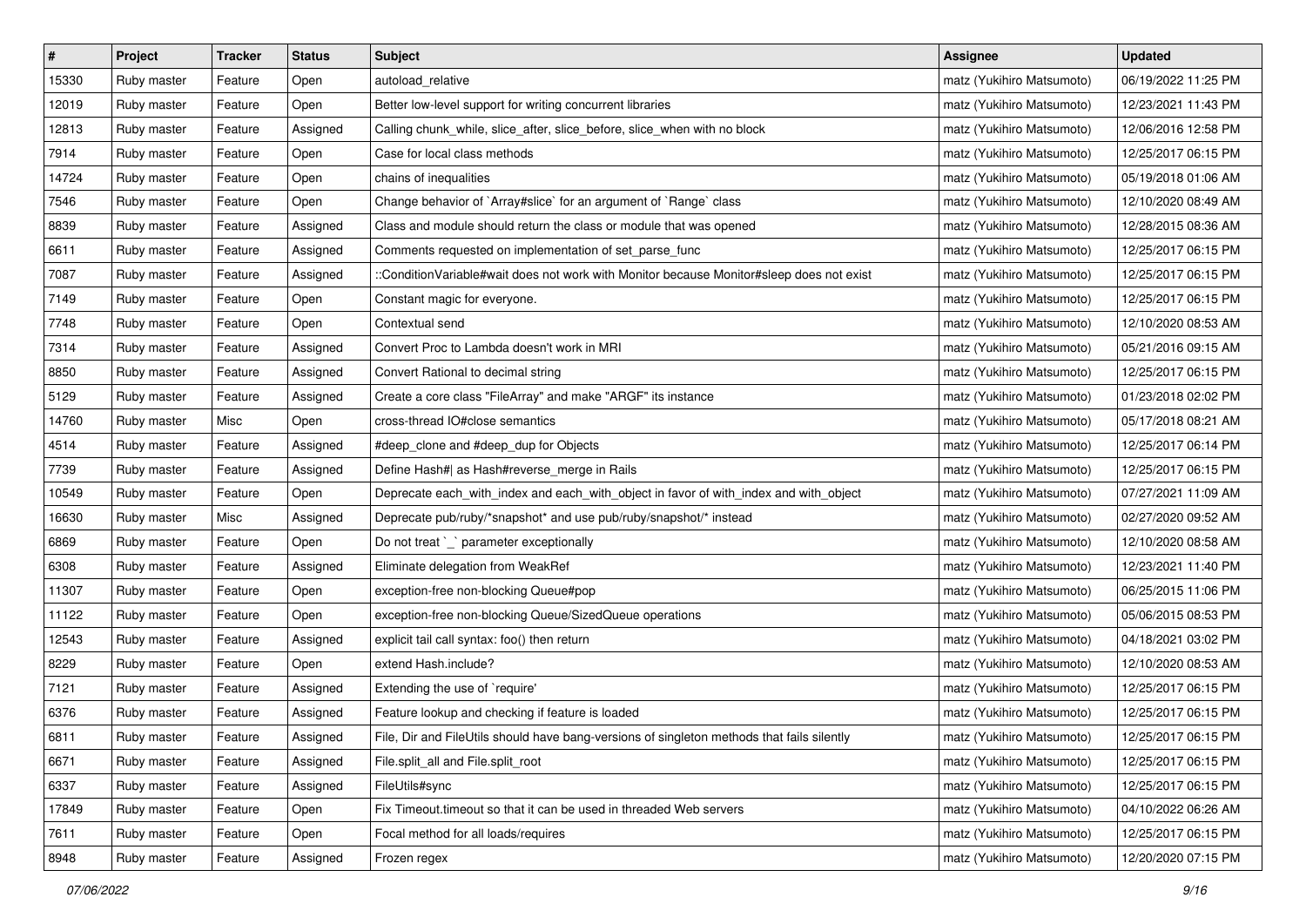| # | Project | Tracker | Status | Subject | Assignee | Updated |
|---|---|---|---|---|---|---|
| 15330 | Ruby master | Feature | Open | autoload_relative | matz (Yukihiro Matsumoto) | 06/19/2022 11:25 PM |
| 12019 | Ruby master | Feature | Open | Better low-level support for writing concurrent libraries | matz (Yukihiro Matsumoto) | 12/23/2021 11:43 PM |
| 12813 | Ruby master | Feature | Assigned | Calling chunk_while, slice_after, slice_before, slice_when with no block | matz (Yukihiro Matsumoto) | 12/06/2016 12:58 PM |
| 7914 | Ruby master | Feature | Open | Case for local class methods | matz (Yukihiro Matsumoto) | 12/25/2017 06:15 PM |
| 14724 | Ruby master | Feature | Open | chains of inequalities | matz (Yukihiro Matsumoto) | 05/19/2018 01:06 AM |
| 7546 | Ruby master | Feature | Open | Change behavior of `Array#slice` for an argument of `Range` class | matz (Yukihiro Matsumoto) | 12/10/2020 08:49 AM |
| 8839 | Ruby master | Feature | Assigned | Class and module should return the class or module that was opened | matz (Yukihiro Matsumoto) | 12/28/2015 08:36 AM |
| 6611 | Ruby master | Feature | Assigned | Comments requested on implementation of set_parse_func | matz (Yukihiro Matsumoto) | 12/25/2017 06:15 PM |
| 7087 | Ruby master | Feature | Assigned | ::ConditionVariable#wait does not work with Monitor because Monitor#sleep does not exist | matz (Yukihiro Matsumoto) | 12/25/2017 06:15 PM |
| 7149 | Ruby master | Feature | Open | Constant magic for everyone. | matz (Yukihiro Matsumoto) | 12/25/2017 06:15 PM |
| 7748 | Ruby master | Feature | Open | Contextual send | matz (Yukihiro Matsumoto) | 12/10/2020 08:53 AM |
| 7314 | Ruby master | Feature | Assigned | Convert Proc to Lambda doesn't work in MRI | matz (Yukihiro Matsumoto) | 05/21/2016 09:15 AM |
| 8850 | Ruby master | Feature | Assigned | Convert Rational to decimal string | matz (Yukihiro Matsumoto) | 12/25/2017 06:15 PM |
| 5129 | Ruby master | Feature | Assigned | Create a core class "FileArray" and make "ARGF" its instance | matz (Yukihiro Matsumoto) | 01/23/2018 02:02 PM |
| 14760 | Ruby master | Misc | Open | cross-thread IO#close semantics | matz (Yukihiro Matsumoto) | 05/17/2018 08:21 AM |
| 4514 | Ruby master | Feature | Assigned | #deep_clone and #deep_dup for Objects | matz (Yukihiro Matsumoto) | 12/25/2017 06:14 PM |
| 7739 | Ruby master | Feature | Assigned | Define Hash#\| as Hash#reverse_merge in Rails | matz (Yukihiro Matsumoto) | 12/25/2017 06:15 PM |
| 10549 | Ruby master | Feature | Open | Deprecate each_with_index and each_with_object in favor of with_index and with_object | matz (Yukihiro Matsumoto) | 07/27/2021 11:09 AM |
| 16630 | Ruby master | Misc | Assigned | Deprecate pub/ruby/*snapshot* and use pub/ruby/snapshot/* instead | matz (Yukihiro Matsumoto) | 02/27/2020 09:52 AM |
| 6869 | Ruby master | Feature | Open | Do not treat `_` parameter exceptionally | matz (Yukihiro Matsumoto) | 12/10/2020 08:58 AM |
| 6308 | Ruby master | Feature | Assigned | Eliminate delegation from WeakRef | matz (Yukihiro Matsumoto) | 12/23/2021 11:40 PM |
| 11307 | Ruby master | Feature | Open | exception-free non-blocking Queue#pop | matz (Yukihiro Matsumoto) | 06/25/2015 11:06 PM |
| 11122 | Ruby master | Feature | Open | exception-free non-blocking Queue/SizedQueue operations | matz (Yukihiro Matsumoto) | 05/06/2015 08:53 PM |
| 12543 | Ruby master | Feature | Assigned | explicit tail call syntax: foo() then return | matz (Yukihiro Matsumoto) | 04/18/2021 03:02 PM |
| 8229 | Ruby master | Feature | Open | extend Hash.include? | matz (Yukihiro Matsumoto) | 12/10/2020 08:53 AM |
| 7121 | Ruby master | Feature | Assigned | Extending the use of `require' | matz (Yukihiro Matsumoto) | 12/25/2017 06:15 PM |
| 6376 | Ruby master | Feature | Assigned | Feature lookup and checking if feature is loaded | matz (Yukihiro Matsumoto) | 12/25/2017 06:15 PM |
| 6811 | Ruby master | Feature | Assigned | File, Dir and FileUtils should have bang-versions of singleton methods that fails silently | matz (Yukihiro Matsumoto) | 12/25/2017 06:15 PM |
| 6671 | Ruby master | Feature | Assigned | File.split_all and File.split_root | matz (Yukihiro Matsumoto) | 12/25/2017 06:15 PM |
| 6337 | Ruby master | Feature | Assigned | FileUtils#sync | matz (Yukihiro Matsumoto) | 12/25/2017 06:15 PM |
| 17849 | Ruby master | Feature | Open | Fix Timeout.timeout so that it can be used in threaded Web servers | matz (Yukihiro Matsumoto) | 04/10/2022 06:26 AM |
| 7611 | Ruby master | Feature | Open | Focal method for all loads/requires | matz (Yukihiro Matsumoto) | 12/25/2017 06:15 PM |
| 8948 | Ruby master | Feature | Assigned | Frozen regex | matz (Yukihiro Matsumoto) | 12/20/2020 07:15 PM |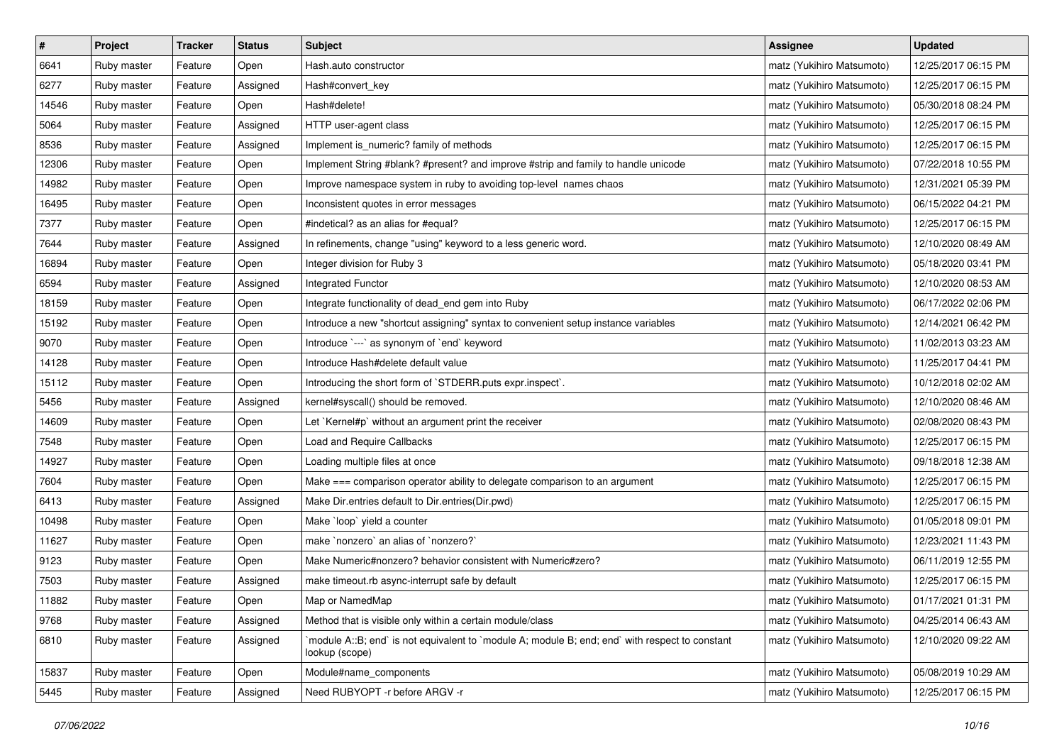| # | Project | Tracker | Status | Subject | Assignee | Updated |
|---|---|---|---|---|---|---|
| 6641 | Ruby master | Feature | Open | Hash.auto constructor | matz (Yukihiro Matsumoto) | 12/25/2017 06:15 PM |
| 6277 | Ruby master | Feature | Assigned | Hash#convert_key | matz (Yukihiro Matsumoto) | 12/25/2017 06:15 PM |
| 14546 | Ruby master | Feature | Open | Hash#delete! | matz (Yukihiro Matsumoto) | 05/30/2018 08:24 PM |
| 5064 | Ruby master | Feature | Assigned | HTTP user-agent class | matz (Yukihiro Matsumoto) | 12/25/2017 06:15 PM |
| 8536 | Ruby master | Feature | Assigned | Implement is_numeric? family of methods | matz (Yukihiro Matsumoto) | 12/25/2017 06:15 PM |
| 12306 | Ruby master | Feature | Open | Implement String #blank? #present? and improve #strip and family to handle unicode | matz (Yukihiro Matsumoto) | 07/22/2018 10:55 PM |
| 14982 | Ruby master | Feature | Open | Improve namespace system in ruby to avoiding top-level names chaos | matz (Yukihiro Matsumoto) | 12/31/2021 05:39 PM |
| 16495 | Ruby master | Feature | Open | Inconsistent quotes in error messages | matz (Yukihiro Matsumoto) | 06/15/2022 04:21 PM |
| 7377 | Ruby master | Feature | Open | #indetical? as an alias for #equal? | matz (Yukihiro Matsumoto) | 12/25/2017 06:15 PM |
| 7644 | Ruby master | Feature | Assigned | In refinements, change "using" keyword to a less generic word. | matz (Yukihiro Matsumoto) | 12/10/2020 08:49 AM |
| 16894 | Ruby master | Feature | Open | Integer division for Ruby 3 | matz (Yukihiro Matsumoto) | 05/18/2020 03:41 PM |
| 6594 | Ruby master | Feature | Assigned | Integrated Functor | matz (Yukihiro Matsumoto) | 12/10/2020 08:53 AM |
| 18159 | Ruby master | Feature | Open | Integrate functionality of dead_end gem into Ruby | matz (Yukihiro Matsumoto) | 06/17/2022 02:06 PM |
| 15192 | Ruby master | Feature | Open | Introduce a new "shortcut assigning" syntax to convenient setup instance variables | matz (Yukihiro Matsumoto) | 12/14/2021 06:42 PM |
| 9070 | Ruby master | Feature | Open | Introduce `---` as synonym of `end` keyword | matz (Yukihiro Matsumoto) | 11/02/2013 03:23 AM |
| 14128 | Ruby master | Feature | Open | Introduce Hash#delete default value | matz (Yukihiro Matsumoto) | 11/25/2017 04:41 PM |
| 15112 | Ruby master | Feature | Open | Introducing the short form of `STDERR.puts expr.inspect`. | matz (Yukihiro Matsumoto) | 10/12/2018 02:02 AM |
| 5456 | Ruby master | Feature | Assigned | kernel#syscall() should be removed. | matz (Yukihiro Matsumoto) | 12/10/2020 08:46 AM |
| 14609 | Ruby master | Feature | Open | Let `Kernel#p` without an argument print the receiver | matz (Yukihiro Matsumoto) | 02/08/2020 08:43 PM |
| 7548 | Ruby master | Feature | Open | Load and Require Callbacks | matz (Yukihiro Matsumoto) | 12/25/2017 06:15 PM |
| 14927 | Ruby master | Feature | Open | Loading multiple files at once | matz (Yukihiro Matsumoto) | 09/18/2018 12:38 AM |
| 7604 | Ruby master | Feature | Open | Make === comparison operator ability to delegate comparison to an argument | matz (Yukihiro Matsumoto) | 12/25/2017 06:15 PM |
| 6413 | Ruby master | Feature | Assigned | Make Dir.entries default to Dir.entries(Dir.pwd) | matz (Yukihiro Matsumoto) | 12/25/2017 06:15 PM |
| 10498 | Ruby master | Feature | Open | Make `loop` yield a counter | matz (Yukihiro Matsumoto) | 01/05/2018 09:01 PM |
| 11627 | Ruby master | Feature | Open | make `nonzero` an alias of `nonzero?` | matz (Yukihiro Matsumoto) | 12/23/2021 11:43 PM |
| 9123 | Ruby master | Feature | Open | Make Numeric#nonzero? behavior consistent with Numeric#zero? | matz (Yukihiro Matsumoto) | 06/11/2019 12:55 PM |
| 7503 | Ruby master | Feature | Assigned | make timeout.rb async-interrupt safe by default | matz (Yukihiro Matsumoto) | 12/25/2017 06:15 PM |
| 11882 | Ruby master | Feature | Open | Map or NamedMap | matz (Yukihiro Matsumoto) | 01/17/2021 01:31 PM |
| 9768 | Ruby master | Feature | Assigned | Method that is visible only within a certain module/class | matz (Yukihiro Matsumoto) | 04/25/2014 06:43 AM |
| 6810 | Ruby master | Feature | Assigned | `module A::B; end` is not equivalent to `module A; module B; end; end` with respect to constant lookup (scope) | matz (Yukihiro Matsumoto) | 12/10/2020 09:22 AM |
| 15837 | Ruby master | Feature | Open | Module#name_components | matz (Yukihiro Matsumoto) | 05/08/2019 10:29 AM |
| 5445 | Ruby master | Feature | Assigned | Need RUBYOPT -r before ARGV -r | matz (Yukihiro Matsumoto) | 12/25/2017 06:15 PM |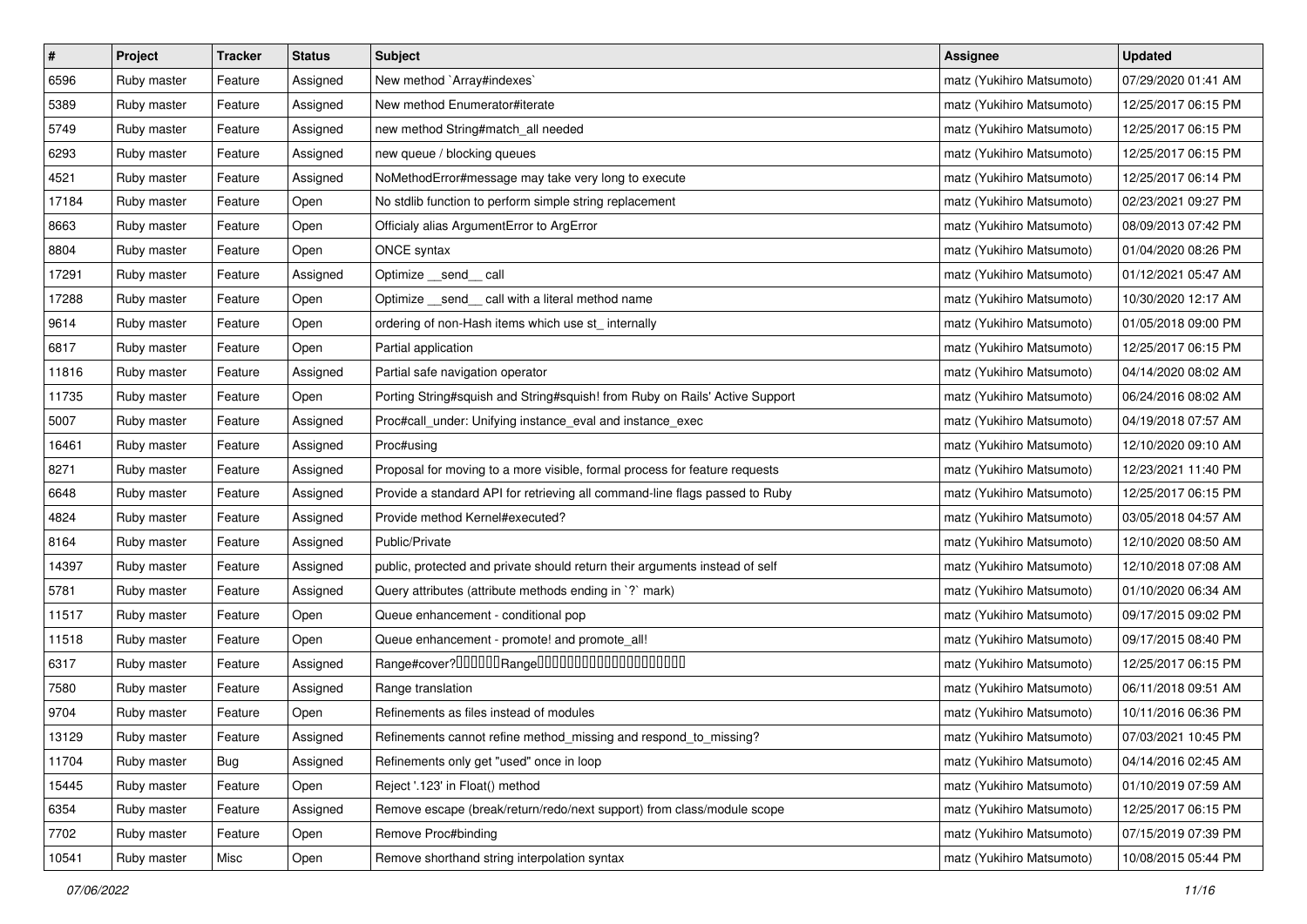| # | Project | Tracker | Status | Subject | Assignee | Updated |
|---|---|---|---|---|---|---|
| 6596 | Ruby master | Feature | Assigned | New method `Array#indexes` | matz (Yukihiro Matsumoto) | 07/29/2020 01:41 AM |
| 5389 | Ruby master | Feature | Assigned | New method Enumerator#iterate | matz (Yukihiro Matsumoto) | 12/25/2017 06:15 PM |
| 5749 | Ruby master | Feature | Assigned | new method String#match_all needed | matz (Yukihiro Matsumoto) | 12/25/2017 06:15 PM |
| 6293 | Ruby master | Feature | Assigned | new queue / blocking queues | matz (Yukihiro Matsumoto) | 12/25/2017 06:15 PM |
| 4521 | Ruby master | Feature | Assigned | NoMethodError#message may take very long to execute | matz (Yukihiro Matsumoto) | 12/25/2017 06:14 PM |
| 17184 | Ruby master | Feature | Open | No stdlib function to perform simple string replacement | matz (Yukihiro Matsumoto) | 02/23/2021 09:27 PM |
| 8663 | Ruby master | Feature | Open | Officialy alias ArgumentError to ArgError | matz (Yukihiro Matsumoto) | 08/09/2013 07:42 PM |
| 8804 | Ruby master | Feature | Open | ONCE syntax | matz (Yukihiro Matsumoto) | 01/04/2020 08:26 PM |
| 17291 | Ruby master | Feature | Assigned | Optimize __send__ call | matz (Yukihiro Matsumoto) | 01/12/2021 05:47 AM |
| 17288 | Ruby master | Feature | Open | Optimize __send__ call with a literal method name | matz (Yukihiro Matsumoto) | 10/30/2020 12:17 AM |
| 9614 | Ruby master | Feature | Open | ordering of non-Hash items which use st_ internally | matz (Yukihiro Matsumoto) | 01/05/2018 09:00 PM |
| 6817 | Ruby master | Feature | Open | Partial application | matz (Yukihiro Matsumoto) | 12/25/2017 06:15 PM |
| 11816 | Ruby master | Feature | Assigned | Partial safe navigation operator | matz (Yukihiro Matsumoto) | 04/14/2020 08:02 AM |
| 11735 | Ruby master | Feature | Open | Porting String#squish and String#squish! from Ruby on Rails' Active Support | matz (Yukihiro Matsumoto) | 06/24/2016 08:02 AM |
| 5007 | Ruby master | Feature | Assigned | Proc#call_under: Unifying instance_eval and instance_exec | matz (Yukihiro Matsumoto) | 04/19/2018 07:57 AM |
| 16461 | Ruby master | Feature | Assigned | Proc#using | matz (Yukihiro Matsumoto) | 12/10/2020 09:10 AM |
| 8271 | Ruby master | Feature | Assigned | Proposal for moving to a more visible, formal process for feature requests | matz (Yukihiro Matsumoto) | 12/23/2021 11:40 PM |
| 6648 | Ruby master | Feature | Assigned | Provide a standard API for retrieving all command-line flags passed to Ruby | matz (Yukihiro Matsumoto) | 12/25/2017 06:15 PM |
| 4824 | Ruby master | Feature | Assigned | Provide method Kernel#executed? | matz (Yukihiro Matsumoto) | 03/05/2018 04:57 AM |
| 8164 | Ruby master | Feature | Assigned | Public/Private | matz (Yukihiro Matsumoto) | 12/10/2020 08:50 AM |
| 14397 | Ruby master | Feature | Assigned | public, protected and private should return their arguments instead of self | matz (Yukihiro Matsumoto) | 12/10/2018 07:08 AM |
| 5781 | Ruby master | Feature | Assigned | Query attributes (attribute methods ending in `?` mark) | matz (Yukihiro Matsumoto) | 01/10/2020 06:34 AM |
| 11517 | Ruby master | Feature | Open | Queue enhancement - conditional pop | matz (Yukihiro Matsumoto) | 09/17/2015 09:02 PM |
| 11518 | Ruby master | Feature | Open | Queue enhancement - promote! and promote_all! | matz (Yukihiro Matsumoto) | 09/17/2015 08:40 PM |
| 6317 | Ruby master | Feature | Assigned | Range#cover?□□□□□□Range□□□□□□□□□□□□□□□□□□□□ | matz (Yukihiro Matsumoto) | 12/25/2017 06:15 PM |
| 7580 | Ruby master | Feature | Assigned | Range translation | matz (Yukihiro Matsumoto) | 06/11/2018 09:51 AM |
| 9704 | Ruby master | Feature | Open | Refinements as files instead of modules | matz (Yukihiro Matsumoto) | 10/11/2016 06:36 PM |
| 13129 | Ruby master | Feature | Assigned | Refinements cannot refine method_missing and respond_to_missing? | matz (Yukihiro Matsumoto) | 07/03/2021 10:45 PM |
| 11704 | Ruby master | Bug | Assigned | Refinements only get "used" once in loop | matz (Yukihiro Matsumoto) | 04/14/2016 02:45 AM |
| 15445 | Ruby master | Feature | Open | Reject '.123' in Float() method | matz (Yukihiro Matsumoto) | 01/10/2019 07:59 AM |
| 6354 | Ruby master | Feature | Assigned | Remove escape (break/return/redo/next support) from class/module scope | matz (Yukihiro Matsumoto) | 12/25/2017 06:15 PM |
| 7702 | Ruby master | Feature | Open | Remove Proc#binding | matz (Yukihiro Matsumoto) | 07/15/2019 07:39 PM |
| 10541 | Ruby master | Misc | Open | Remove shorthand string interpolation syntax | matz (Yukihiro Matsumoto) | 10/08/2015 05:44 PM |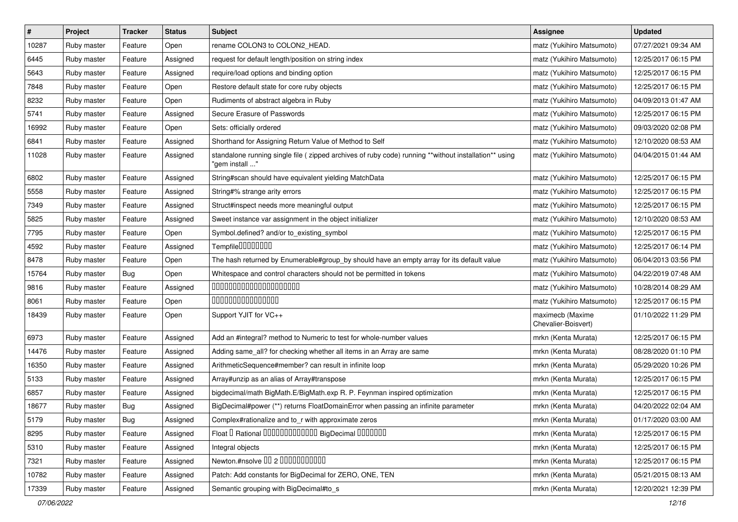| # | Project | Tracker | Status | Subject | Assignee | Updated |
|---|---|---|---|---|---|---|
| 10287 | Ruby master | Feature | Open | rename COLON3 to COLON2_HEAD. | matz (Yukihiro Matsumoto) | 07/27/2021 09:34 AM |
| 6445 | Ruby master | Feature | Assigned | request for default length/position on string index | matz (Yukihiro Matsumoto) | 12/25/2017 06:15 PM |
| 5643 | Ruby master | Feature | Assigned | require/load options and binding option | matz (Yukihiro Matsumoto) | 12/25/2017 06:15 PM |
| 7848 | Ruby master | Feature | Open | Restore default state for core ruby objects | matz (Yukihiro Matsumoto) | 12/25/2017 06:15 PM |
| 8232 | Ruby master | Feature | Open | Rudiments of abstract algebra in Ruby | matz (Yukihiro Matsumoto) | 04/09/2013 01:47 AM |
| 5741 | Ruby master | Feature | Assigned | Secure Erasure of Passwords | matz (Yukihiro Matsumoto) | 12/25/2017 06:15 PM |
| 16992 | Ruby master | Feature | Open | Sets: officially ordered | matz (Yukihiro Matsumoto) | 09/03/2020 02:08 PM |
| 6841 | Ruby master | Feature | Assigned | Shorthand for Assigning Return Value of Method to Self | matz (Yukihiro Matsumoto) | 12/10/2020 08:53 AM |
| 11028 | Ruby master | Feature | Assigned | standalone running single file ( zipped archives of ruby code) running **without installation** using "gem install ..." | matz (Yukihiro Matsumoto) | 04/04/2015 01:44 AM |
| 6802 | Ruby master | Feature | Assigned | String#scan should have equivalent yielding MatchData | matz (Yukihiro Matsumoto) | 12/25/2017 06:15 PM |
| 5558 | Ruby master | Feature | Assigned | String#% strange arity errors | matz (Yukihiro Matsumoto) | 12/25/2017 06:15 PM |
| 7349 | Ruby master | Feature | Assigned | Struct#inspect needs more meaningful output | matz (Yukihiro Matsumoto) | 12/25/2017 06:15 PM |
| 5825 | Ruby master | Feature | Assigned | Sweet instance var assignment in the object initializer | matz (Yukihiro Matsumoto) | 12/10/2020 08:53 AM |
| 7795 | Ruby master | Feature | Open | Symbol.defined? and/or to_existing_symbol | matz (Yukihiro Matsumoto) | 12/25/2017 06:15 PM |
| 4592 | Ruby master | Feature | Assigned | Tempfile□□□□□□□□ | matz (Yukihiro Matsumoto) | 12/25/2017 06:14 PM |
| 8478 | Ruby master | Feature | Open | The hash returned by Enumerable#group_by should have an empty array for its default value | matz (Yukihiro Matsumoto) | 06/04/2013 03:56 PM |
| 15764 | Ruby master | Bug | Open | Whitespace and control characters should not be permitted in tokens | matz (Yukihiro Matsumoto) | 04/22/2019 07:48 AM |
| 9816 | Ruby master | Feature | Assigned | □□□□□□□□□□□□□□□□□□□□□□ | matz (Yukihiro Matsumoto) | 10/28/2014 08:29 AM |
| 8061 | Ruby master | Feature | Open | □□□□□□□□□□□□□□□□ | matz (Yukihiro Matsumoto) | 12/25/2017 06:15 PM |
| 18439 | Ruby master | Feature | Open | Support YJIT for VC++ | maximecb (Maxime Chevalier-Boisvert) | 01/10/2022 11:29 PM |
| 6973 | Ruby master | Feature | Assigned | Add an #integral? method to Numeric to test for whole-number values | mrkn (Kenta Murata) | 12/25/2017 06:15 PM |
| 14476 | Ruby master | Feature | Assigned | Adding same_all? for checking whether all items in an Array are same | mrkn (Kenta Murata) | 08/28/2020 01:10 PM |
| 16350 | Ruby master | Feature | Assigned | ArithmeticSequence#member? can result in infinite loop | mrkn (Kenta Murata) | 05/29/2020 10:26 PM |
| 5133 | Ruby master | Feature | Assigned | Array#unzip as an alias of Array#transpose | mrkn (Kenta Murata) | 12/25/2017 06:15 PM |
| 6857 | Ruby master | Feature | Assigned | bigdecimal/math BigMath.E/BigMath.exp R. P. Feynman inspired optimization | mrkn (Kenta Murata) | 12/25/2017 06:15 PM |
| 18677 | Ruby master | Bug | Assigned | BigDecimal#power (**) returns FloatDomainError when passing an infinite parameter | mrkn (Kenta Murata) | 04/20/2022 02:04 AM |
| 5179 | Ruby master | Bug | Assigned | Complex#rationalize and to_r with approximate zeros | mrkn (Kenta Murata) | 01/17/2020 03:00 AM |
| 8295 | Ruby master | Feature | Assigned | Float □ Rational □□□□□□□□□□□□□ BigDecimal □□□□□□□ | mrkn (Kenta Murata) | 12/25/2017 06:15 PM |
| 5310 | Ruby master | Feature | Assigned | Integral objects | mrkn (Kenta Murata) | 12/25/2017 06:15 PM |
| 7321 | Ruby master | Feature | Assigned | Newton.#nsolve □□ 2 □□□□□□□□□□□ | mrkn (Kenta Murata) | 12/25/2017 06:15 PM |
| 10782 | Ruby master | Feature | Assigned | Patch: Add constants for BigDecimal for ZERO, ONE, TEN | mrkn (Kenta Murata) | 05/21/2015 08:13 AM |
| 17339 | Ruby master | Feature | Assigned | Semantic grouping with BigDecimal#to_s | mrkn (Kenta Murata) | 12/20/2021 12:39 PM |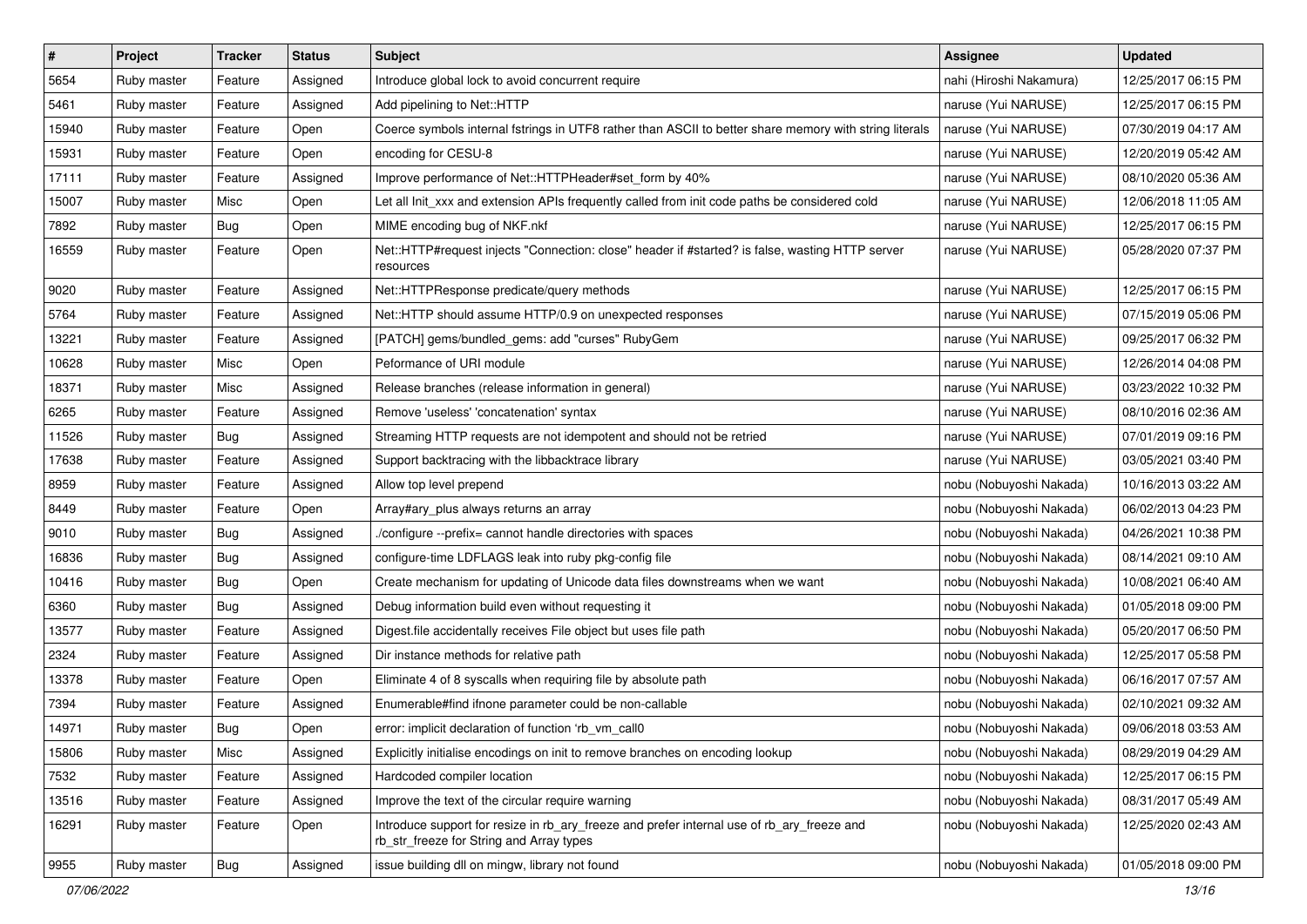| # | Project | Tracker | Status | Subject | Assignee | Updated |
| --- | --- | --- | --- | --- | --- | --- |
| 5654 | Ruby master | Feature | Assigned | Introduce global lock to avoid concurrent require | nahi (Hiroshi Nakamura) | 12/25/2017 06:15 PM |
| 5461 | Ruby master | Feature | Assigned | Add pipelining to Net::HTTP | naruse (Yui NARUSE) | 12/25/2017 06:15 PM |
| 15940 | Ruby master | Feature | Open | Coerce symbols internal fstrings in UTF8 rather than ASCII to better share memory with string literals | naruse (Yui NARUSE) | 07/30/2019 04:17 AM |
| 15931 | Ruby master | Feature | Open | encoding for CESU-8 | naruse (Yui NARUSE) | 12/20/2019 05:42 AM |
| 17111 | Ruby master | Feature | Assigned | Improve performance of Net::HTTPHeader#set_form by 40% | naruse (Yui NARUSE) | 08/10/2020 05:36 AM |
| 15007 | Ruby master | Misc | Open | Let all Init_xxx and extension APIs frequently called from init code paths be considered cold | naruse (Yui NARUSE) | 12/06/2018 11:05 AM |
| 7892 | Ruby master | Bug | Open | MIME encoding bug of NKF.nkf | naruse (Yui NARUSE) | 12/25/2017 06:15 PM |
| 16559 | Ruby master | Feature | Open | Net::HTTP#request injects "Connection: close" header if #started? is false, wasting HTTP server resources | naruse (Yui NARUSE) | 05/28/2020 07:37 PM |
| 9020 | Ruby master | Feature | Assigned | Net::HTTPResponse predicate/query methods | naruse (Yui NARUSE) | 12/25/2017 06:15 PM |
| 5764 | Ruby master | Feature | Assigned | Net::HTTP should assume HTTP/0.9 on unexpected responses | naruse (Yui NARUSE) | 07/15/2019 05:06 PM |
| 13221 | Ruby master | Feature | Assigned | [PATCH] gems/bundled_gems: add "curses" RubyGem | naruse (Yui NARUSE) | 09/25/2017 06:32 PM |
| 10628 | Ruby master | Misc | Open | Peformance of URI module | naruse (Yui NARUSE) | 12/26/2014 04:08 PM |
| 18371 | Ruby master | Misc | Assigned | Release branches (release information in general) | naruse (Yui NARUSE) | 03/23/2022 10:32 PM |
| 6265 | Ruby master | Feature | Assigned | Remove 'useless' 'concatenation' syntax | naruse (Yui NARUSE) | 08/10/2016 02:36 AM |
| 11526 | Ruby master | Bug | Assigned | Streaming HTTP requests are not idempotent and should not be retried | naruse (Yui NARUSE) | 07/01/2019 09:16 PM |
| 17638 | Ruby master | Feature | Assigned | Support backtracing with the libbacktrace library | naruse (Yui NARUSE) | 03/05/2021 03:40 PM |
| 8959 | Ruby master | Feature | Assigned | Allow top level prepend | nobu (Nobuyoshi Nakada) | 10/16/2013 03:22 AM |
| 8449 | Ruby master | Feature | Open | Array#ary_plus always returns an array | nobu (Nobuyoshi Nakada) | 06/02/2013 04:23 PM |
| 9010 | Ruby master | Bug | Assigned | ./configure --prefix= cannot handle directories with spaces | nobu (Nobuyoshi Nakada) | 04/26/2021 10:38 PM |
| 16836 | Ruby master | Bug | Assigned | configure-time LDFLAGS leak into ruby pkg-config file | nobu (Nobuyoshi Nakada) | 08/14/2021 09:10 AM |
| 10416 | Ruby master | Bug | Open | Create mechanism for updating of Unicode data files downstreams when we want | nobu (Nobuyoshi Nakada) | 10/08/2021 06:40 AM |
| 6360 | Ruby master | Bug | Assigned | Debug information build even without requesting it | nobu (Nobuyoshi Nakada) | 01/05/2018 09:00 PM |
| 13577 | Ruby master | Feature | Assigned | Digest.file accidentally receives File object but uses file path | nobu (Nobuyoshi Nakada) | 05/20/2017 06:50 PM |
| 2324 | Ruby master | Feature | Assigned | Dir instance methods for relative path | nobu (Nobuyoshi Nakada) | 12/25/2017 05:58 PM |
| 13378 | Ruby master | Feature | Open | Eliminate 4 of 8 syscalls when requiring file by absolute path | nobu (Nobuyoshi Nakada) | 06/16/2017 07:57 AM |
| 7394 | Ruby master | Feature | Assigned | Enumerable#find ifnone parameter could be non-callable | nobu (Nobuyoshi Nakada) | 02/10/2021 09:32 AM |
| 14971 | Ruby master | Bug | Open | error: implicit declaration of function 'rb_vm_call0 | nobu (Nobuyoshi Nakada) | 09/06/2018 03:53 AM |
| 15806 | Ruby master | Misc | Assigned | Explicitly initialise encodings on init to remove branches on encoding lookup | nobu (Nobuyoshi Nakada) | 08/29/2019 04:29 AM |
| 7532 | Ruby master | Feature | Assigned | Hardcoded compiler location | nobu (Nobuyoshi Nakada) | 12/25/2017 06:15 PM |
| 13516 | Ruby master | Feature | Assigned | Improve the text of the circular require warning | nobu (Nobuyoshi Nakada) | 08/31/2017 05:49 AM |
| 16291 | Ruby master | Feature | Open | Introduce support for resize in rb_ary_freeze and prefer internal use of rb_ary_freeze and rb_str_freeze for String and Array types | nobu (Nobuyoshi Nakada) | 12/25/2020 02:43 AM |
| 9955 | Ruby master | Bug | Assigned | issue building dll on mingw, library not found | nobu (Nobuyoshi Nakada) | 01/05/2018 09:00 PM |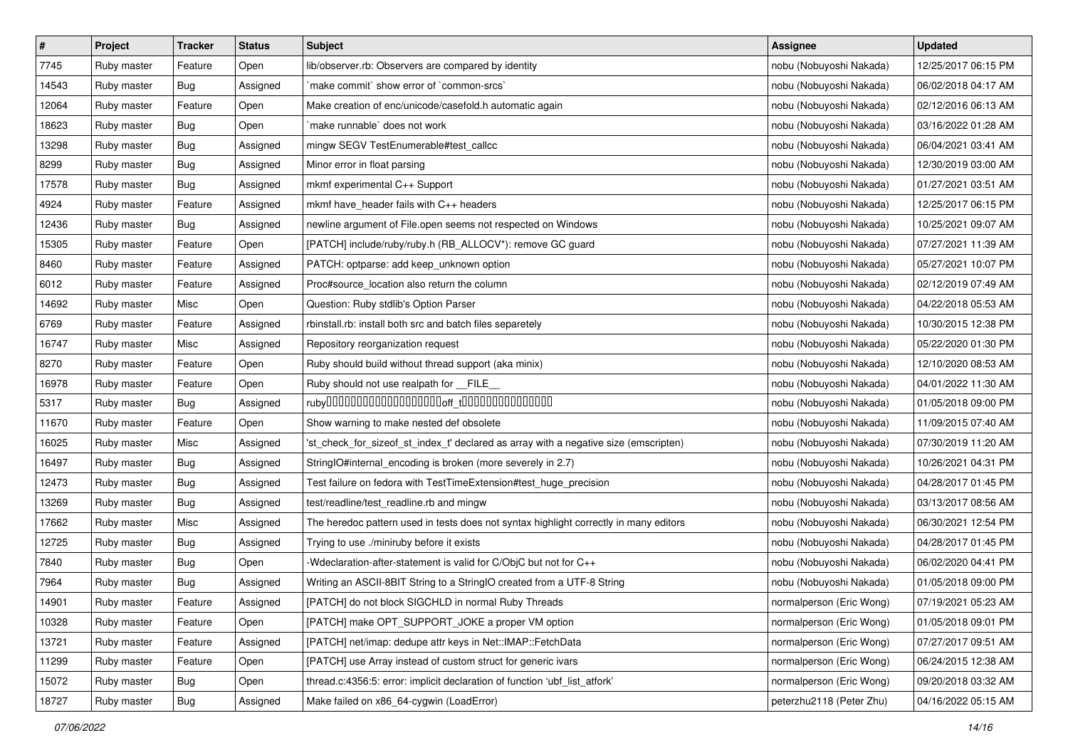| # | Project | Tracker | Status | Subject | Assignee | Updated |
| --- | --- | --- | --- | --- | --- | --- |
| 7745 | Ruby master | Feature | Open | lib/observer.rb: Observers are compared by identity | nobu (Nobuyoshi Nakada) | 12/25/2017 06:15 PM |
| 14543 | Ruby master | Bug | Assigned | `make commit` show error of `common-srcs` | nobu (Nobuyoshi Nakada) | 06/02/2018 04:17 AM |
| 12064 | Ruby master | Feature | Open | Make creation of enc/unicode/casefold.h automatic again | nobu (Nobuyoshi Nakada) | 02/12/2016 06:13 AM |
| 18623 | Ruby master | Bug | Open | `make runnable` does not work | nobu (Nobuyoshi Nakada) | 03/16/2022 01:28 AM |
| 13298 | Ruby master | Bug | Assigned | mingw SEGV TestEnumerable#test_callcc | nobu (Nobuyoshi Nakada) | 06/04/2021 03:41 AM |
| 8299 | Ruby master | Bug | Assigned | Minor error in float parsing | nobu (Nobuyoshi Nakada) | 12/30/2019 03:00 AM |
| 17578 | Ruby master | Bug | Assigned | mkmf experimental C++ Support | nobu (Nobuyoshi Nakada) | 01/27/2021 03:51 AM |
| 4924 | Ruby master | Feature | Assigned | mkmf have_header fails with C++ headers | nobu (Nobuyoshi Nakada) | 12/25/2017 06:15 PM |
| 12436 | Ruby master | Bug | Assigned | newline argument of File.open seems not respected on Windows | nobu (Nobuyoshi Nakada) | 10/25/2021 09:07 AM |
| 15305 | Ruby master | Feature | Open | [PATCH] include/ruby/ruby.h (RB_ALLOCV*): remove GC guard | nobu (Nobuyoshi Nakada) | 07/27/2021 11:39 AM |
| 8460 | Ruby master | Feature | Assigned | PATCH: optparse: add keep_unknown option | nobu (Nobuyoshi Nakada) | 05/27/2021 10:07 PM |
| 6012 | Ruby master | Feature | Assigned | Proc#source_location also return the column | nobu (Nobuyoshi Nakada) | 02/12/2019 07:49 AM |
| 14692 | Ruby master | Misc | Open | Question: Ruby stdlib's Option Parser | nobu (Nobuyoshi Nakada) | 04/22/2018 05:53 AM |
| 6769 | Ruby master | Feature | Assigned | rbinstall.rb: install both src and batch files separetely | nobu (Nobuyoshi Nakada) | 10/30/2015 12:38 PM |
| 16747 | Ruby master | Misc | Assigned | Repository reorganization request | nobu (Nobuyoshi Nakada) | 05/22/2020 01:30 PM |
| 8270 | Ruby master | Feature | Open | Ruby should build without thread support (aka minix) | nobu (Nobuyoshi Nakada) | 12/10/2020 08:53 AM |
| 16978 | Ruby master | Feature | Open | Ruby should not use realpath for __FILE__ | nobu (Nobuyoshi Nakada) | 04/01/2022 11:30 AM |
| 5317 | Ruby master | Bug | Assigned | ruby␣␣␣␣␣␣␣␣␣␣␣␣␣␣␣␣␣␣␣␣off_t␣␣␣␣␣␣␣␣␣␣␣␣␣␣␣ | nobu (Nobuyoshi Nakada) | 01/05/2018 09:00 PM |
| 11670 | Ruby master | Feature | Open | Show warning to make nested def obsolete | nobu (Nobuyoshi Nakada) | 11/09/2015 07:40 AM |
| 16025 | Ruby master | Misc | Assigned | 'st_check_for_sizeof_st_index_t' declared as array with a negative size (emscripten) | nobu (Nobuyoshi Nakada) | 07/30/2019 11:20 AM |
| 16497 | Ruby master | Bug | Assigned | StringIO#internal_encoding is broken (more severely in 2.7) | nobu (Nobuyoshi Nakada) | 10/26/2021 04:31 PM |
| 12473 | Ruby master | Bug | Assigned | Test failure on fedora with TestTimeExtension#test_huge_precision | nobu (Nobuyoshi Nakada) | 04/28/2017 01:45 PM |
| 13269 | Ruby master | Bug | Assigned | test/readline/test_readline.rb and mingw | nobu (Nobuyoshi Nakada) | 03/13/2017 08:56 AM |
| 17662 | Ruby master | Misc | Assigned | The heredoc pattern used in tests does not syntax highlight correctly in many editors | nobu (Nobuyoshi Nakada) | 06/30/2021 12:54 PM |
| 12725 | Ruby master | Bug | Assigned | Trying to use ./miniruby before it exists | nobu (Nobuyoshi Nakada) | 04/28/2017 01:45 PM |
| 7840 | Ruby master | Bug | Open | -Wdeclaration-after-statement is valid for C/ObjC but not for C++ | nobu (Nobuyoshi Nakada) | 06/02/2020 04:41 PM |
| 7964 | Ruby master | Bug | Assigned | Writing an ASCII-8BIT String to a StringIO created from a UTF-8 String | nobu (Nobuyoshi Nakada) | 01/05/2018 09:00 PM |
| 14901 | Ruby master | Feature | Assigned | [PATCH] do not block SIGCHLD in normal Ruby Threads | normalperson (Eric Wong) | 07/19/2021 05:23 AM |
| 10328 | Ruby master | Feature | Open | [PATCH] make OPT_SUPPORT_JOKE a proper VM option | normalperson (Eric Wong) | 01/05/2018 09:01 PM |
| 13721 | Ruby master | Feature | Assigned | [PATCH] net/imap: dedupe attr keys in Net::IMAP::FetchData | normalperson (Eric Wong) | 07/27/2017 09:51 AM |
| 11299 | Ruby master | Feature | Open | [PATCH] use Array instead of custom struct for generic ivars | normalperson (Eric Wong) | 06/24/2015 12:38 AM |
| 15072 | Ruby master | Bug | Open | thread.c:4356:5: error: implicit declaration of function 'ubf_list_atfork' | normalperson (Eric Wong) | 09/20/2018 03:32 AM |
| 18727 | Ruby master | Bug | Assigned | Make failed on x86_64-cygwin (LoadError) | peterzhu2118 (Peter Zhu) | 04/16/2022 05:15 AM |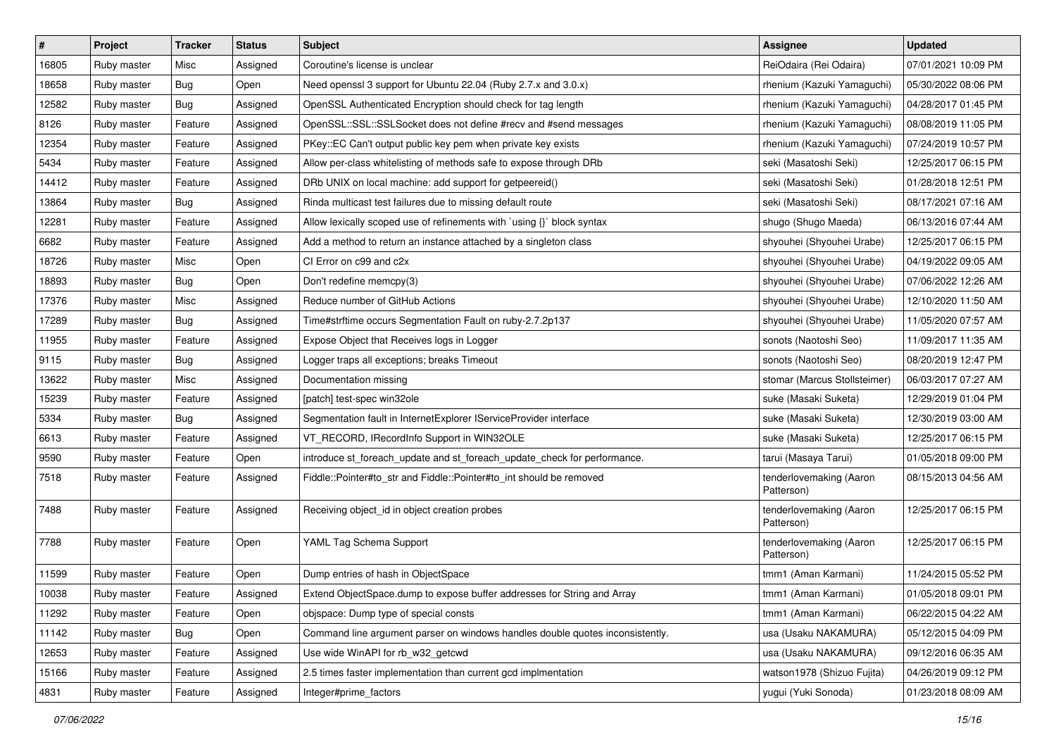| # | Project | Tracker | Status | Subject | Assignee | Updated |
| --- | --- | --- | --- | --- | --- | --- |
| 16805 | Ruby master | Misc | Assigned | Coroutine's license is unclear | ReiOdaira (Rei Odaira) | 07/01/2021 10:09 PM |
| 18658 | Ruby master | Bug | Open | Need openssl 3 support for Ubuntu 22.04 (Ruby 2.7.x and 3.0.x) | rhenium (Kazuki Yamaguchi) | 05/30/2022 08:06 PM |
| 12582 | Ruby master | Bug | Assigned | OpenSSL Authenticated Encryption should check for tag length | rhenium (Kazuki Yamaguchi) | 04/28/2017 01:45 PM |
| 8126 | Ruby master | Feature | Assigned | OpenSSL::SSL::SSLSocket does not define #recv and #send messages | rhenium (Kazuki Yamaguchi) | 08/08/2019 11:05 PM |
| 12354 | Ruby master | Feature | Assigned | PKey::EC Can't output public key pem when private key exists | rhenium (Kazuki Yamaguchi) | 07/24/2019 10:57 PM |
| 5434 | Ruby master | Feature | Assigned | Allow per-class whitelisting of methods safe to expose through DRb | seki (Masatoshi Seki) | 12/25/2017 06:15 PM |
| 14412 | Ruby master | Feature | Assigned | DRb UNIX on local machine: add support for getpeereid() | seki (Masatoshi Seki) | 01/28/2018 12:51 PM |
| 13864 | Ruby master | Bug | Assigned | Rinda multicast test failures due to missing default route | seki (Masatoshi Seki) | 08/17/2021 07:16 AM |
| 12281 | Ruby master | Feature | Assigned | Allow lexically scoped use of refinements with `using {}` block syntax | shugo (Shugo Maeda) | 06/13/2016 07:44 AM |
| 6682 | Ruby master | Feature | Assigned | Add a method to return an instance attached by a singleton class | shyouhei (Shyouhei Urabe) | 12/25/2017 06:15 PM |
| 18726 | Ruby master | Misc | Open | CI Error on c99 and c2x | shyouhei (Shyouhei Urabe) | 04/19/2022 09:05 AM |
| 18893 | Ruby master | Bug | Open | Don't redefine memcpy(3) | shyouhei (Shyouhei Urabe) | 07/06/2022 12:26 AM |
| 17376 | Ruby master | Misc | Assigned | Reduce number of GitHub Actions | shyouhei (Shyouhei Urabe) | 12/10/2020 11:50 AM |
| 17289 | Ruby master | Bug | Assigned | Time#strftime occurs Segmentation Fault on ruby-2.7.2p137 | shyouhei (Shyouhei Urabe) | 11/05/2020 07:57 AM |
| 11955 | Ruby master | Feature | Assigned | Expose Object that Receives logs in Logger | sonots (Naotoshi Seo) | 11/09/2017 11:35 AM |
| 9115 | Ruby master | Bug | Assigned | Logger traps all exceptions; breaks Timeout | sonots (Naotoshi Seo) | 08/20/2019 12:47 PM |
| 13622 | Ruby master | Misc | Assigned | Documentation missing | stomar (Marcus Stollsteimer) | 06/03/2017 07:27 AM |
| 15239 | Ruby master | Feature | Assigned | [patch] test-spec win32ole | suke (Masaki Suketa) | 12/29/2019 01:04 PM |
| 5334 | Ruby master | Bug | Assigned | Segmentation fault in InternetExplorer IServiceProvider interface | suke (Masaki Suketa) | 12/30/2019 03:00 AM |
| 6613 | Ruby master | Feature | Assigned | VT_RECORD, IRecordInfo Support in WIN32OLE | suke (Masaki Suketa) | 12/25/2017 06:15 PM |
| 9590 | Ruby master | Feature | Open | introduce st_foreach_update and st_foreach_update_check for performance. | tarui (Masaya Tarui) | 01/05/2018 09:00 PM |
| 7518 | Ruby master | Feature | Assigned | Fiddle::Pointer#to_str and Fiddle::Pointer#to_int should be removed | tenderlovemaking (Aaron Patterson) | 08/15/2013 04:56 AM |
| 7488 | Ruby master | Feature | Assigned | Receiving object_id in object creation probes | tenderlovemaking (Aaron Patterson) | 12/25/2017 06:15 PM |
| 7788 | Ruby master | Feature | Open | YAML Tag Schema Support | tenderlovemaking (Aaron Patterson) | 12/25/2017 06:15 PM |
| 11599 | Ruby master | Feature | Open | Dump entries of hash in ObjectSpace | tmm1 (Aman Karmani) | 11/24/2015 05:52 PM |
| 10038 | Ruby master | Feature | Assigned | Extend ObjectSpace.dump to expose buffer addresses for String and Array | tmm1 (Aman Karmani) | 01/05/2018 09:01 PM |
| 11292 | Ruby master | Feature | Open | objspace: Dump type of special consts | tmm1 (Aman Karmani) | 06/22/2015 04:22 AM |
| 11142 | Ruby master | Bug | Open | Command line argument parser on windows handles double quotes inconsistently. | usa (Usaku NAKAMURA) | 05/12/2015 04:09 PM |
| 12653 | Ruby master | Feature | Assigned | Use wide WinAPI for rb_w32_getcwd | usa (Usaku NAKAMURA) | 09/12/2016 06:35 AM |
| 15166 | Ruby master | Feature | Assigned | 2.5 times faster implementation than current gcd implmentation | watson1978 (Shizuo Fujita) | 04/26/2019 09:12 PM |
| 4831 | Ruby master | Feature | Assigned | Integer#prime_factors | yugui (Yuki Sonoda) | 01/23/2018 08:09 AM |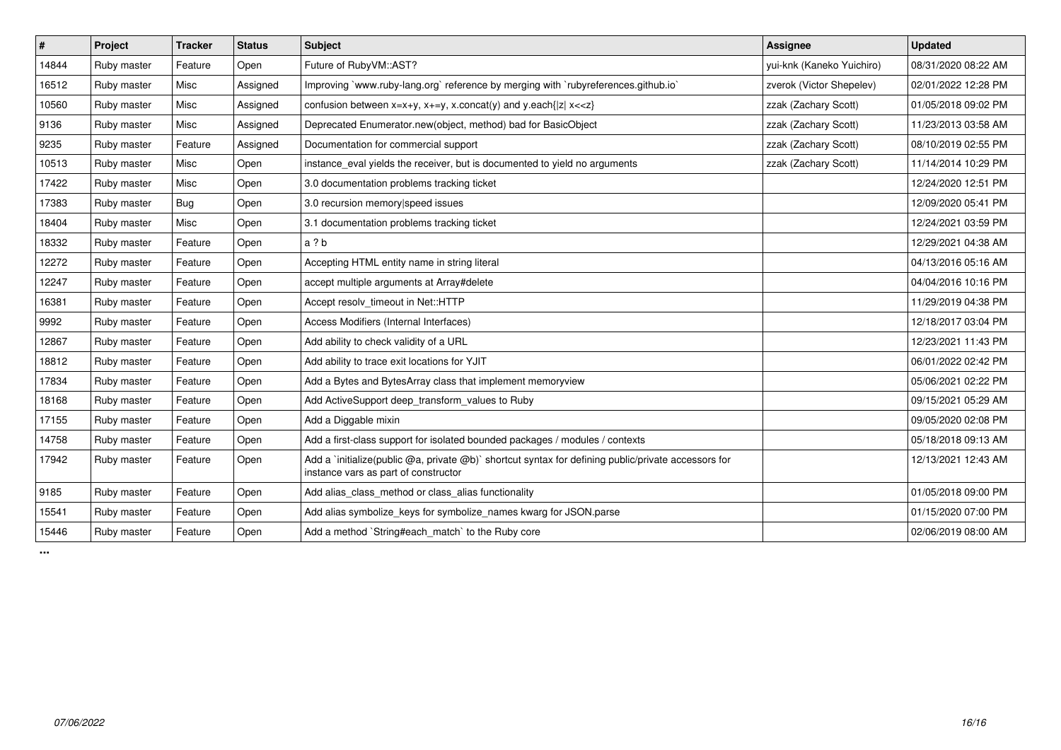| # | Project | Tracker | Status | Subject | Assignee | Updated |
|---|---|---|---|---|---|---|
| 14844 | Ruby master | Feature | Open | Future of RubyVM::AST? | yui-knk (Kaneko Yuichiro) | 08/31/2020 08:22 AM |
| 16512 | Ruby master | Misc | Assigned | Improving `www.ruby-lang.org` reference by merging with `rubyreferences.github.io` | zverok (Victor Shepelev) | 02/01/2022 12:28 PM |
| 10560 | Ruby master | Misc | Assigned | confusion between x=x+y, x+=y, x.concat(y) and y.each{\|z\| x<<z} | zzak (Zachary Scott) | 01/05/2018 09:02 PM |
| 9136 | Ruby master | Misc | Assigned | Deprecated Enumerator.new(object, method) bad for BasicObject | zzak (Zachary Scott) | 11/23/2013 03:58 AM |
| 9235 | Ruby master | Feature | Assigned | Documentation for commercial support | zzak (Zachary Scott) | 08/10/2019 02:55 PM |
| 10513 | Ruby master | Misc | Open | instance_eval yields the receiver, but is documented to yield no arguments | zzak (Zachary Scott) | 11/14/2014 10:29 PM |
| 17422 | Ruby master | Misc | Open | 3.0 documentation problems tracking ticket | | 12/24/2020 12:51 PM |
| 17383 | Ruby master | Bug | Open | 3.0 recursion memory\|speed issues | | 12/09/2020 05:41 PM |
| 18404 | Ruby master | Misc | Open | 3.1 documentation problems tracking ticket | | 12/24/2021 03:59 PM |
| 18332 | Ruby master | Feature | Open | a ? b | | 12/29/2021 04:38 AM |
| 12272 | Ruby master | Feature | Open | Accepting HTML entity name in string literal | | 04/13/2016 05:16 AM |
| 12247 | Ruby master | Feature | Open | accept multiple arguments at Array#delete | | 04/04/2016 10:16 PM |
| 16381 | Ruby master | Feature | Open | Accept resolv_timeout in Net::HTTP | | 11/29/2019 04:38 PM |
| 9992 | Ruby master | Feature | Open | Access Modifiers (Internal Interfaces) | | 12/18/2017 03:04 PM |
| 12867 | Ruby master | Feature | Open | Add ability to check validity of a URL | | 12/23/2021 11:43 PM |
| 18812 | Ruby master | Feature | Open | Add ability to trace exit locations for YJIT | | 06/01/2022 02:42 PM |
| 17834 | Ruby master | Feature | Open | Add a Bytes and BytesArray class that implement memoryview | | 05/06/2021 02:22 PM |
| 18168 | Ruby master | Feature | Open | Add ActiveSupport deep_transform_values to Ruby | | 09/15/2021 05:29 AM |
| 17155 | Ruby master | Feature | Open | Add a Diggable mixin | | 09/05/2020 02:08 PM |
| 14758 | Ruby master | Feature | Open | Add a first-class support for isolated bounded packages / modules / contexts | | 05/18/2018 09:13 AM |
| 17942 | Ruby master | Feature | Open | Add a `initialize(public @a, private @b)` shortcut syntax for defining public/private accessors for instance vars as part of constructor | | 12/13/2021 12:43 AM |
| 9185 | Ruby master | Feature | Open | Add alias_class_method or class_alias functionality | | 01/05/2018 09:00 PM |
| 15541 | Ruby master | Feature | Open | Add alias symbolize_keys for symbolize_names kwarg for JSON.parse | | 01/15/2020 07:00 PM |
| 15446 | Ruby master | Feature | Open | Add a method `String#each_match` to the Ruby core | | 02/06/2019 08:00 AM |

...